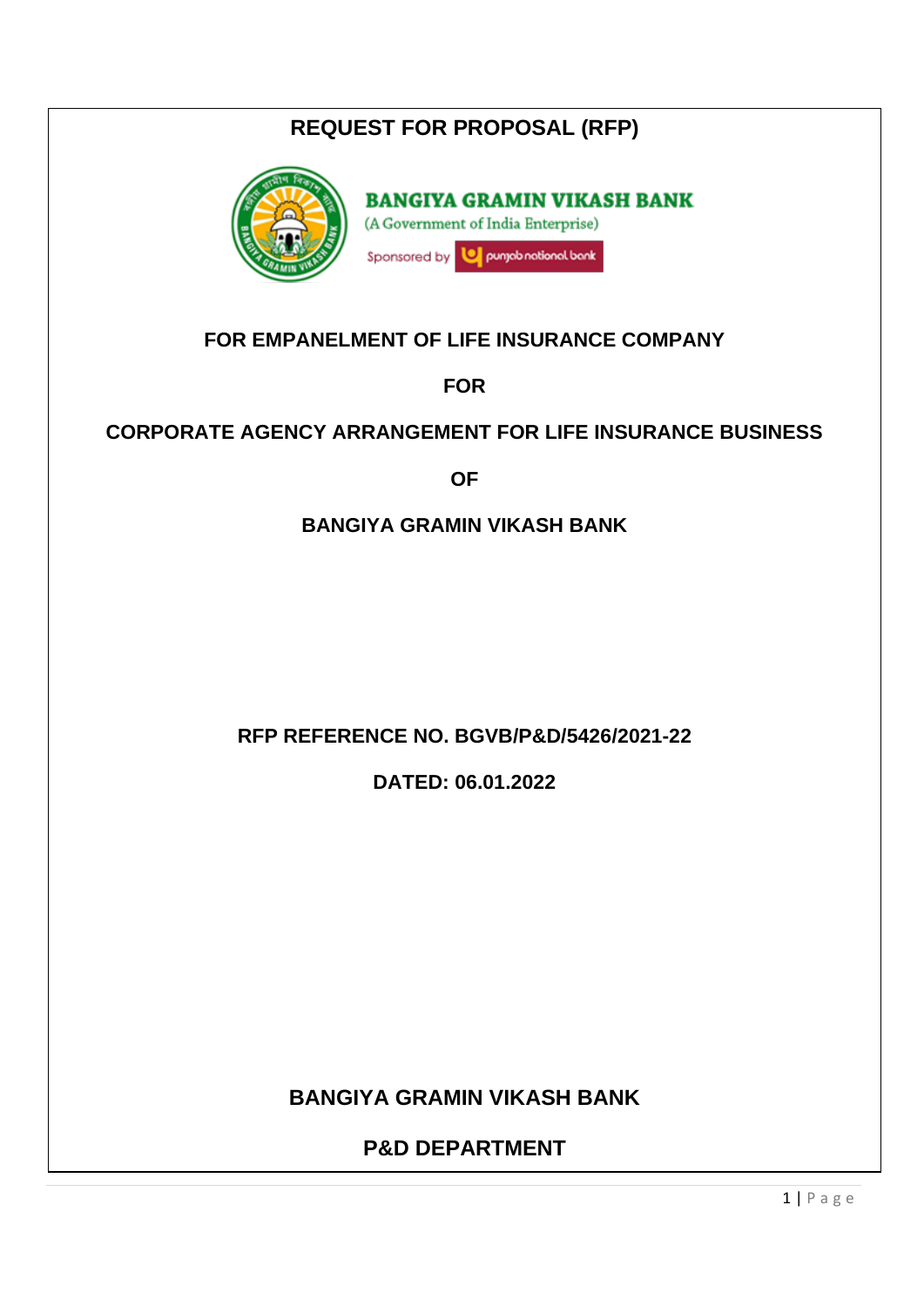# REQUEST FOR PROPOSAL (RFP)

**BANGIYA GRAMIN VIKASH BANK**

(A Government of India Enterprise)

Sponsored by punjab national bank

## FOR EMPANELMENT OF LIFE INSURANCE COMPANY

## FOR

## CORPORATE AGENCY ARRANGEMENT FOR LIFE INSURANCE BUSINESS

## OF

## BANGIYA GRAMIN VIKASH BANK

**RFP REFERENCE NO. BGVB/P&D/5426/2021-22**

**DATED: 06.01.2022**

**BANGIYA GRAMIN VIKASH BANK**

**P&D DEPARTMENT**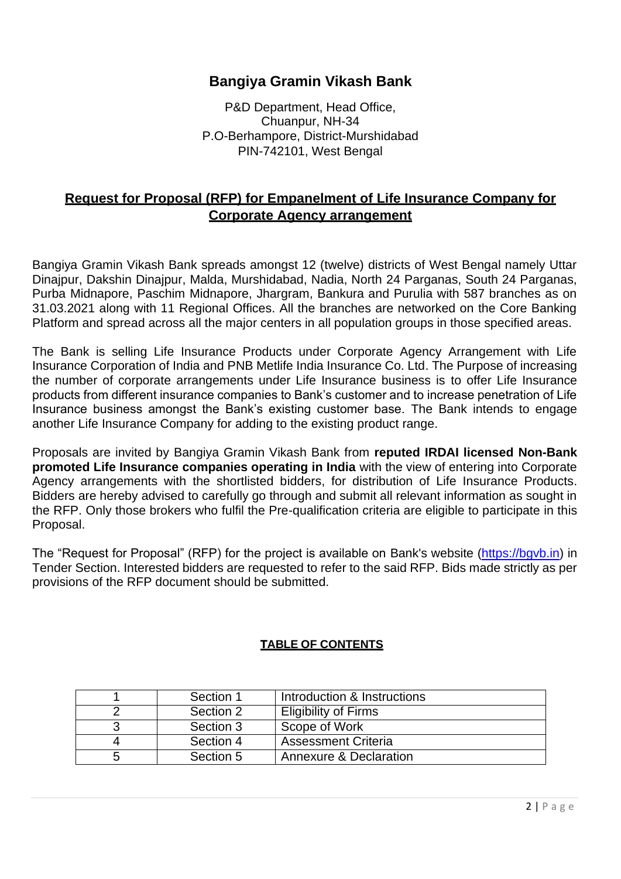# Bangiya Gramin Vikash Bank

P&D Department, Head Office,
Chuanpur, NH-34
P.O-Berhampore, District-Murshidabad
PIN-742101, West Bengal

## Request for Proposal (RFP) for Empanelment of Life Insurance Company for Corporate Agency arrangement

Bangiya Gramin Vikash Bank spreads amongst 12 (twelve) districts of West Bengal namely Uttar Dinajpur, Dakshin Dinajpur, Malda, Murshidabad, Nadia, North 24 Parganas, South 24 Parganas, Purba Midnapore, Paschim Midnapore, Jhargram, Bankura and Purulia with 587 branches as on 31.03.2021 along with 11 Regional Offices. All the branches are networked on the Core Banking Platform and spread across all the major centers in all population groups in those specified areas.

The Bank is selling Life Insurance Products under Corporate Agency Arrangement with Life Insurance Corporation of India and PNB Metlife India Insurance Co. Ltd. The Purpose of increasing the number of corporate arrangements under Life Insurance business is to offer Life Insurance products from different insurance companies to Bank's customer and to increase penetration of Life Insurance business amongst the Bank's existing customer base. The Bank intends to engage another Life Insurance Company for adding to the existing product range.

Proposals are invited by Bangiya Gramin Vikash Bank from **reputed IRDAI licensed Non-Bank promoted Life Insurance companies operating in India** with the view of entering into Corporate Agency arrangements with the shortlisted bidders, for distribution of Life Insurance Products. Bidders are hereby advised to carefully go through and submit all relevant information as sought in the RFP. Only those brokers who fulfil the Pre-qualification criteria are eligible to participate in this Proposal.

The "Request for Proposal" (RFP) for the project is available on Bank's website (https://bgvb.in) in Tender Section. Interested bidders are requested to refer to the said RFP. Bids made strictly as per provisions of the RFP document should be submitted.

**TABLE OF CONTENTS**

| | | |
|---|---|---|
| 1 | Section 1 | Introduction & Instructions |
| 2 | Section 2 | Eligibility of Firms |
| 3 | Section 3 | Scope of Work |
| 4 | Section 4 | Assessment Criteria |
| 5 | Section 5 | Annexure & Declaration |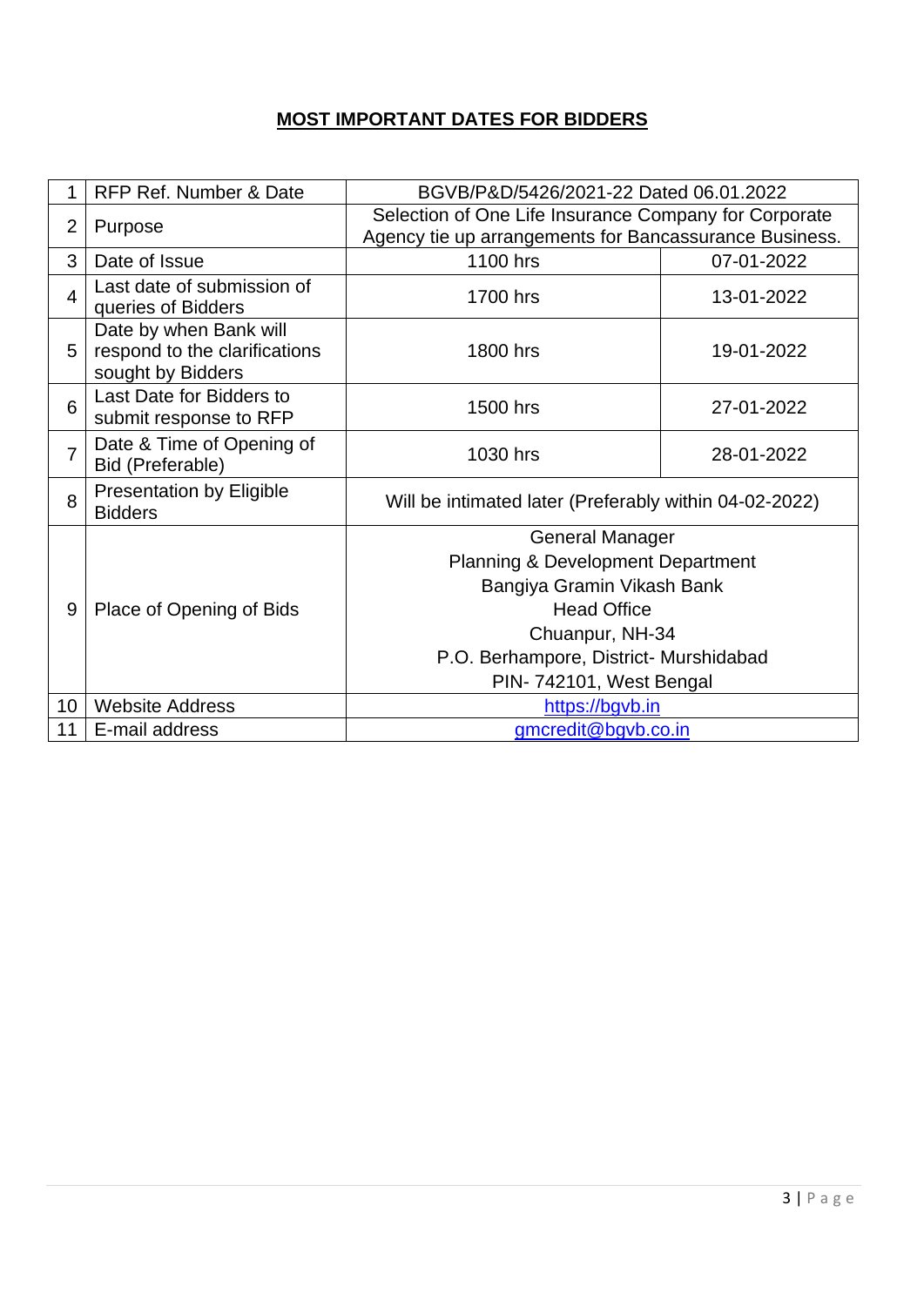## **MOST IMPORTANT DATES FOR BIDDERS**

| 1 | RFP Ref. Number & Date | BGVB/P&D/5426/2021-22 Dated 06.01.2022 | |
|---|---|---|---|
| 2 | Purpose | Selection of One Life Insurance Company for Corporate Agency tie up arrangements for Bancassurance Business. | |
| 3 | Date of Issue | 1100 hrs | 07-01-2022 |
| 4 | Last date of submission of queries of Bidders | 1700 hrs | 13-01-2022 |
| 5 | Date by when Bank will respond to the clarifications sought by Bidders | 1800 hrs | 19-01-2022 |
| 6 | Last Date for Bidders to submit response to RFP | 1500 hrs | 27-01-2022 |
| 7 | Date & Time of Opening of Bid (Preferable) | 1030 hrs | 28-01-2022 |
| 8 | Presentation by Eligible Bidders | Will be intimated later (Preferably within 04-02-2022) | |
| 9 | Place of Opening of Bids | General Manager<br>Planning & Development Department<br>Bangiya Gramin Vikash Bank<br>Head Office<br>Chuanpur, NH-34<br>P.O. Berhampore, District- Murshidabad<br>PIN- 742101, West Bengal | |
| 10 | Website Address | https://bgvb.in | |
| 11 | E-mail address | gmcredit@bgvb.co.in | |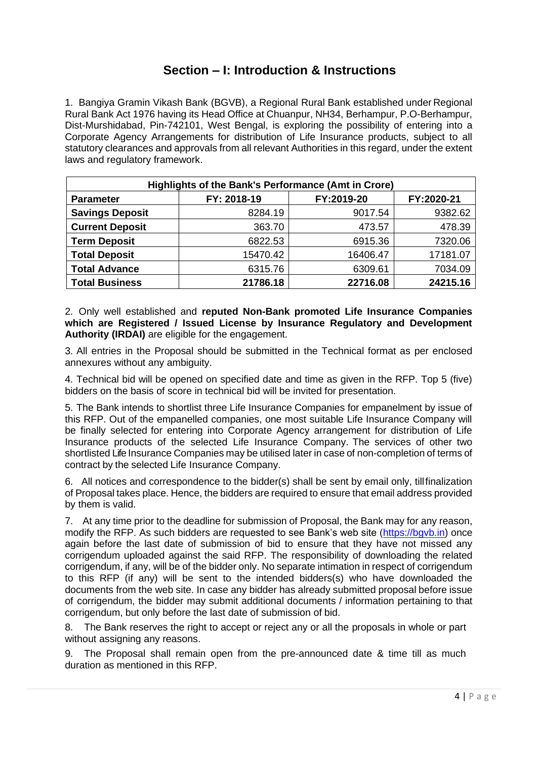## Section – I: Introduction & Instructions

1. Bangiya Gramin Vikash Bank (BGVB), a Regional Rural Bank established under Regional Rural Bank Act 1976 having its Head Office at Chuanpur, NH34, Berhampur, P.O-Berhampur, Dist-Murshidabad, Pin-742101, West Bengal, is exploring the possibility of entering into a Corporate Agency Arrangements for distribution of Life Insurance products, subject to all statutory clearances and approvals from all relevant Authorities in this regard, under the extent laws and regulatory framework.

| Highlights of the Bank's Performance (Amt in Crore) | | | |
|---|---|---|---|
| **Parameter** | **FY: 2018-19** | **FY:2019-20** | **FY:2020-21** |
| **Savings Deposit** | 8284.19 | 9017.54 | 9382.62 |
| **Current Deposit** | 363.70 | 473.57 | 478.39 |
| **Term Deposit** | 6822.53 | 6915.36 | 7320.06 |
| **Total Deposit** | 15470.42 | 16406.47 | 17181.07 |
| **Total Advance** | 6315.76 | 6309.61 | 7034.09 |
| **Total Business** | **21786.18** | **22716.08** | **24215.16** |

2. Only well established and **reputed Non-Bank promoted Life Insurance Companies which are Registered / Issued License by Insurance Regulatory and Development Authority (IRDAI)** are eligible for the engagement.

3. All entries in the Proposal should be submitted in the Technical format as per enclosed annexures without any ambiguity.

4. Technical bid will be opened on specified date and time as given in the RFP. Top 5 (five) bidders on the basis of score in technical bid will be invited for presentation.

5. The Bank intends to shortlist three Life Insurance Companies for empanelment by issue of this RFP. Out of the empanelled companies, one most suitable Life Insurance Company will be finally selected for entering into Corporate Agency arrangement for distribution of Life Insurance products of the selected Life Insurance Company. The services of other two shortlisted Life Insurance Companies may be utilised later in case of non-completion of terms of contract by the selected Life Insurance Company.

6. All notices and correspondence to the bidder(s) shall be sent by email only, till finalization of Proposal takes place. Hence, the bidders are required to ensure that email address provided by them is valid.

7. At any time prior to the deadline for submission of Proposal, the Bank may for any reason, modify the RFP. As such bidders are requested to see Bank's web site (https://bgvb.in) once again before the last date of submission of bid to ensure that they have not missed any corrigendum uploaded against the said RFP. The responsibility of downloading the related corrigendum, if any, will be of the bidder only. No separate intimation in respect of corrigendum to this RFP (if any) will be sent to the intended bidders(s) who have downloaded the documents from the web site. In case any bidder has already submitted proposal before issue of corrigendum, the bidder may submit additional documents / information pertaining to that corrigendum, but only before the last date of submission of bid.

8. The Bank reserves the right to accept or reject any or all the proposals in whole or part without assigning any reasons.

9. The Proposal shall remain open from the pre-announced date & time till as much duration as mentioned in this RFP.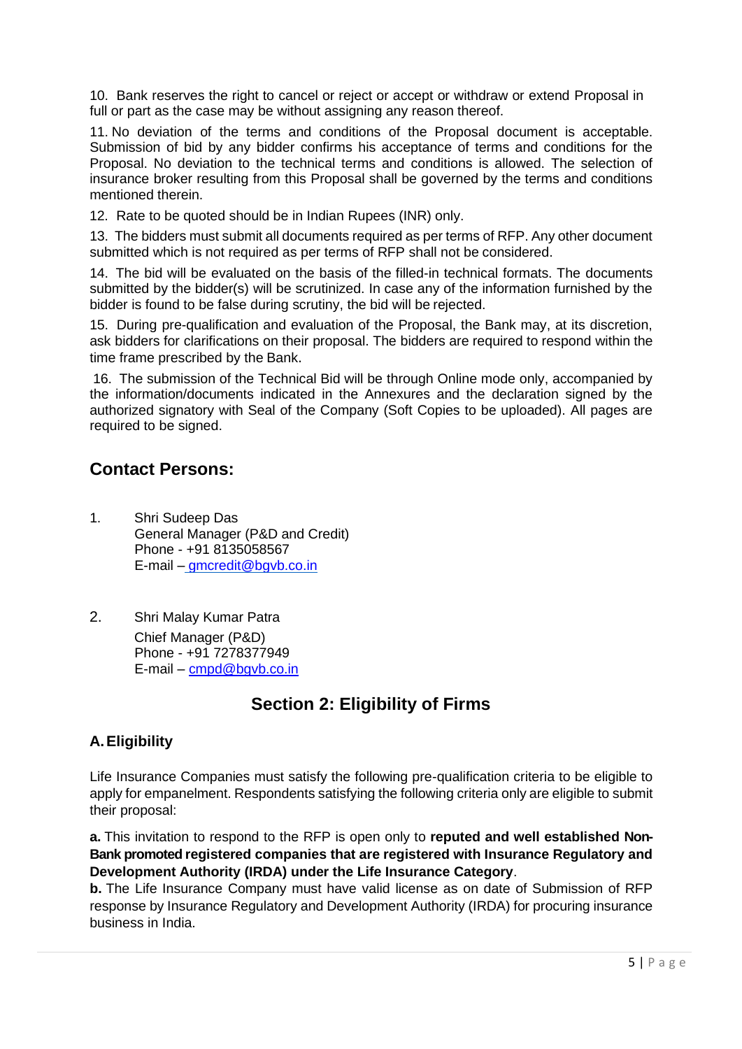10. Bank reserves the right to cancel or reject or accept or withdraw or extend Proposal in full or part as the case may be without assigning any reason thereof.

11. No deviation of the terms and conditions of the Proposal document is acceptable. Submission of bid by any bidder confirms his acceptance of terms and conditions for the Proposal. No deviation to the technical terms and conditions is allowed. The selection of insurance broker resulting from this Proposal shall be governed by the terms and conditions mentioned therein.

12. Rate to be quoted should be in Indian Rupees (INR) only.

13. The bidders must submit all documents required as per terms of RFP. Any other document submitted which is not required as per terms of RFP shall not be considered.

14. The bid will be evaluated on the basis of the filled-in technical formats. The documents submitted by the bidder(s) will be scrutinized. In case any of the information furnished by the bidder is found to be false during scrutiny, the bid will be rejected.

15. During pre-qualification and evaluation of the Proposal, the Bank may, at its discretion, ask bidders for clarifications on their proposal. The bidders are required to respond within the time frame prescribed by the Bank.

16. The submission of the Technical Bid will be through Online mode only, accompanied by the information/documents indicated in the Annexures and the declaration signed by the authorized signatory with Seal of the Company (Soft Copies to be uploaded). All pages are required to be signed.

## Contact Persons:

1. Shri Sudeep Das
   General Manager (P&D and Credit)
   Phone - +91 8135058567
   E-mail – gmcredit@bgvb.co.in

2. Shri Malay Kumar Patra
   Chief Manager (P&D)
   Phone - +91 7278377949
   E-mail – cmpd@bgvb.co.in

# Section 2: Eligibility of Firms

### A. Eligibility

Life Insurance Companies must satisfy the following pre-qualification criteria to be eligible to apply for empanelment. Respondents satisfying the following criteria only are eligible to submit their proposal:

**a.** This invitation to respond to the RFP is open only to **reputed and well established Non-Bank promoted registered companies that are registered with Insurance Regulatory and Development Authority (IRDA) under the Life Insurance Category**.

**b.** The Life Insurance Company must have valid license as on date of Submission of RFP response by Insurance Regulatory and Development Authority (IRDA) for procuring insurance business in India.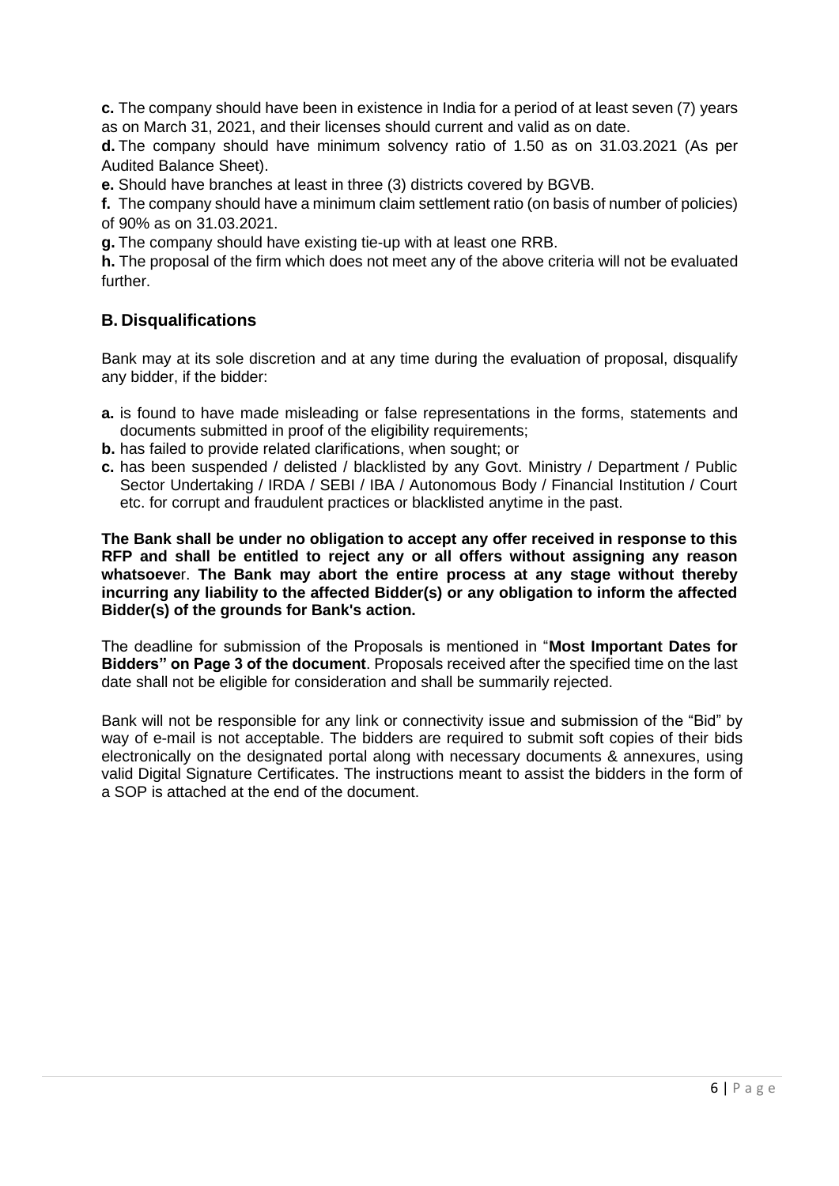**c.** The company should have been in existence in India for a period of at least seven (7) years as on March 31, 2021, and their licenses should current and valid as on date.

**d.** The company should have minimum solvency ratio of 1.50 as on 31.03.2021 (As per Audited Balance Sheet).

**e.** Should have branches at least in three (3) districts covered by BGVB.

**f.** The company should have a minimum claim settlement ratio (on basis of number of policies) of 90% as on 31.03.2021.

**g.** The company should have existing tie-up with at least one RRB.

**h.** The proposal of the firm which does not meet any of the above criteria will not be evaluated further.

## B. Disqualifications

Bank may at its sole discretion and at any time during the evaluation of proposal, disqualify any bidder, if the bidder:

- **a.** is found to have made misleading or false representations in the forms, statements and documents submitted in proof of the eligibility requirements;
- **b.** has failed to provide related clarifications, when sought; or
- **c.** has been suspended / delisted / blacklisted by any Govt. Ministry / Department / Public Sector Undertaking / IRDA / SEBI / IBA / Autonomous Body / Financial Institution / Court etc. for corrupt and fraudulent practices or blacklisted anytime in the past.

**The Bank shall be under no obligation to accept any offer received in response to this RFP and shall be entitled to reject any or all offers without assigning any reason whatsoeve**r. **The Bank may abort the entire process at any stage without thereby incurring any liability to the affected Bidder(s) or any obligation to inform the affected Bidder(s) of the grounds for Bank's action.**

The deadline for submission of the Proposals is mentioned in "**Most Important Dates for Bidders" on Page 3 of the document**. Proposals received after the specified time on the last date shall not be eligible for consideration and shall be summarily rejected.

Bank will not be responsible for any link or connectivity issue and submission of the "Bid" by way of e-mail is not acceptable. The bidders are required to submit soft copies of their bids electronically on the designated portal along with necessary documents & annexures, using valid Digital Signature Certificates. The instructions meant to assist the bidders in the form of a SOP is attached at the end of the document.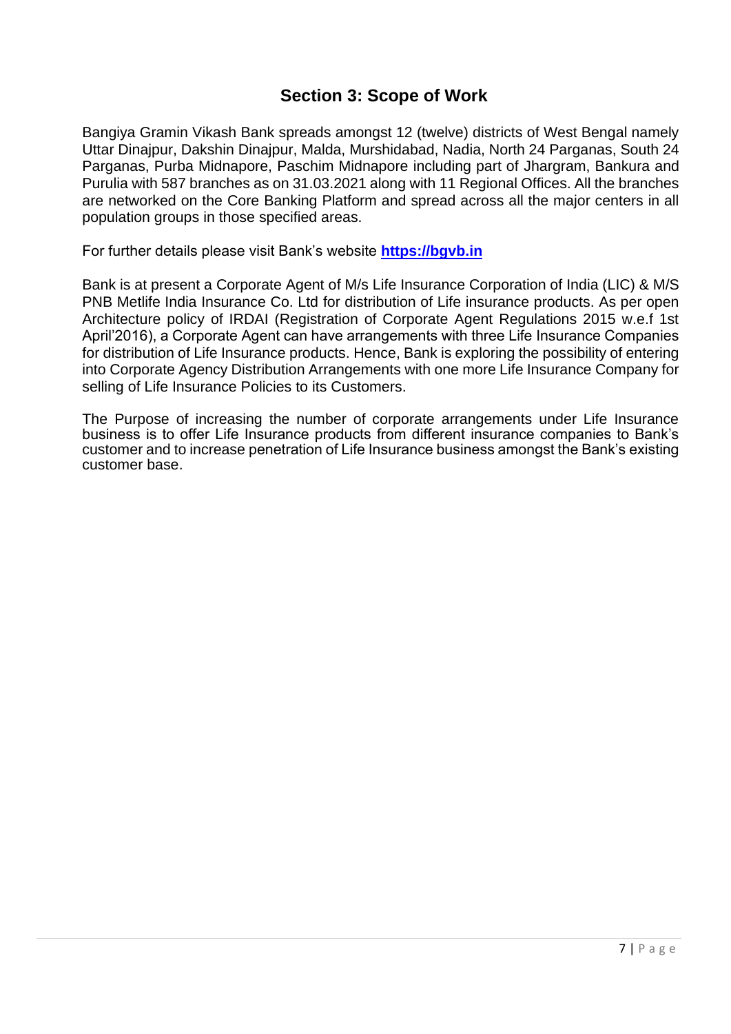## Section 3: Scope of Work

Bangiya Gramin Vikash Bank spreads amongst 12 (twelve) districts of West Bengal namely Uttar Dinajpur, Dakshin Dinajpur, Malda, Murshidabad, Nadia, North 24 Parganas, South 24 Parganas, Purba Midnapore, Paschim Midnapore including part of Jhargram, Bankura and Purulia with 587 branches as on 31.03.2021 along with 11 Regional Offices. All the branches are networked on the Core Banking Platform and spread across all the major centers in all population groups in those specified areas.

For further details please visit Bank's website **[https://bgvb.in](https://bgvb.in)**

Bank is at present a Corporate Agent of M/s Life Insurance Corporation of India (LIC) & M/S PNB Metlife India Insurance Co. Ltd for distribution of Life insurance products. As per open Architecture policy of IRDAI (Registration of Corporate Agent Regulations 2015 w.e.f 1st April'2016), a Corporate Agent can have arrangements with three Life Insurance Companies for distribution of Life Insurance products. Hence, Bank is exploring the possibility of entering into Corporate Agency Distribution Arrangements with one more Life Insurance Company for selling of Life Insurance Policies to its Customers.

The Purpose of increasing the number of corporate arrangements under Life Insurance business is to offer Life Insurance products from different insurance companies to Bank's customer and to increase penetration of Life Insurance business amongst the Bank's existing customer base.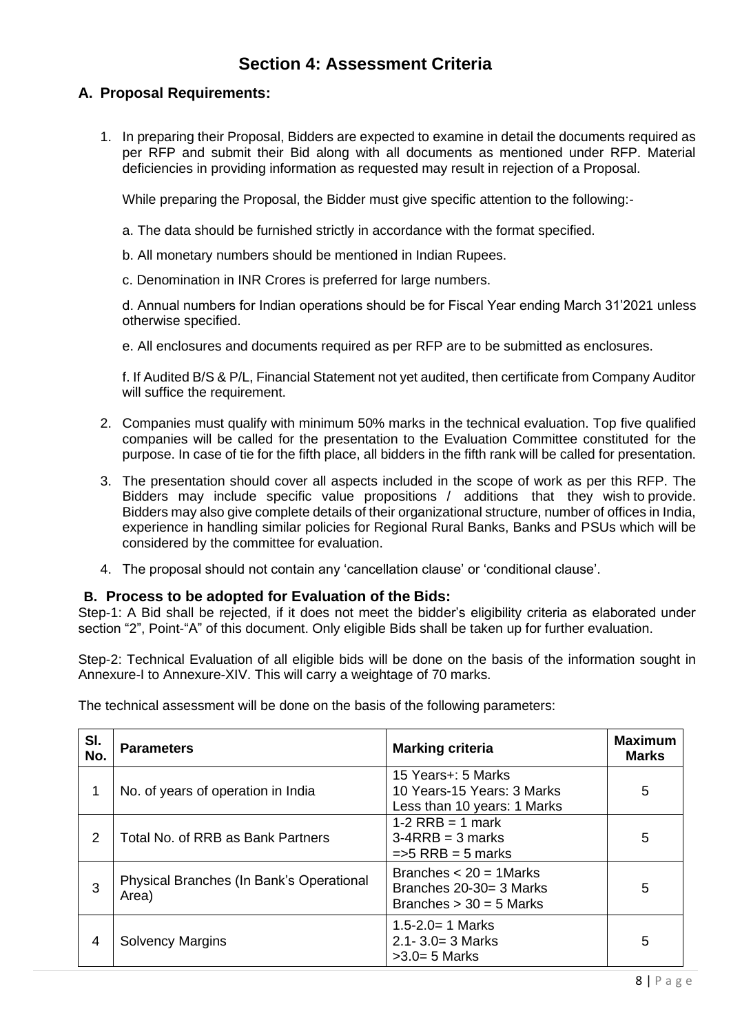# Section 4: Assessment Criteria

## A. Proposal Requirements:

1. In preparing their Proposal, Bidders are expected to examine in detail the documents required as per RFP and submit their Bid along with all documents as mentioned under RFP. Material deficiencies in providing information as requested may result in rejection of a Proposal.

   While preparing the Proposal, the Bidder must give specific attention to the following:-

   a. The data should be furnished strictly in accordance with the format specified.

   b. All monetary numbers should be mentioned in Indian Rupees.

   c. Denomination in INR Crores is preferred for large numbers.

   d. Annual numbers for Indian operations should be for Fiscal Year ending March 31'2021 unless otherwise specified.

   e. All enclosures and documents required as per RFP are to be submitted as enclosures.

   f. If Audited B/S & P/L, Financial Statement not yet audited, then certificate from Company Auditor will suffice the requirement.

2. Companies must qualify with minimum 50% marks in the technical evaluation. Top five qualified companies will be called for the presentation to the Evaluation Committee constituted for the purpose. In case of tie for the fifth place, all bidders in the fifth rank will be called for presentation.

3. The presentation should cover all aspects included in the scope of work as per this RFP. The Bidders may include specific value propositions / additions that they wish to provide. Bidders may also give complete details of their organizational structure, number of offices in India, experience in handling similar policies for Regional Rural Banks, Banks and PSUs which will be considered by the committee for evaluation.

4. The proposal should not contain any 'cancellation clause' or 'conditional clause'.

## B. Process to be adopted for Evaluation of the Bids:

Step-1: A Bid shall be rejected, if it does not meet the bidder's eligibility criteria as elaborated under section "2", Point-"A" of this document. Only eligible Bids shall be taken up for further evaluation.

Step-2: Technical Evaluation of all eligible bids will be done on the basis of the information sought in Annexure-I to Annexure-XIV. This will carry a weightage of 70 marks.

The technical assessment will be done on the basis of the following parameters:

| Sl. No. | Parameters | Marking criteria | Maximum Marks |
|---|---|---|---|
| 1 | No. of years of operation in India | 15 Years+: 5 Marks<br>10 Years-15 Years: 3 Marks<br>Less than 10 years: 1 Marks | 5 |
| 2 | Total No. of RRB as Bank Partners | 1-2 RRB = 1 mark<br>3-4RRB = 3 marks<br>=>5 RRB = 5 marks | 5 |
| 3 | Physical Branches (In Bank's Operational Area) | Branches < 20 = 1Marks<br>Branches 20-30= 3 Marks<br>Branches > 30 = 5 Marks | 5 |
| 4 | Solvency Margins | 1.5-2.0= 1 Marks<br>2.1- 3.0= 3 Marks<br>>3.0= 5 Marks | 5 |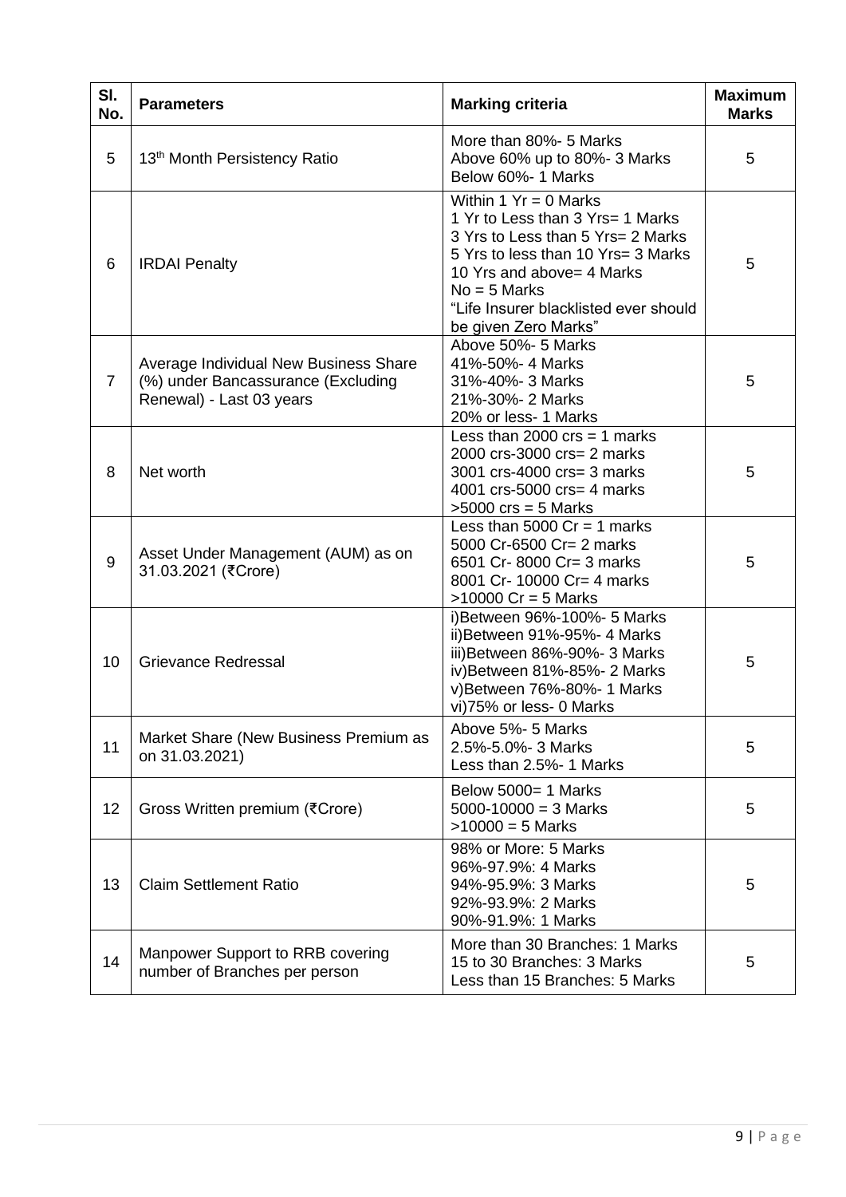| Sl. No. | Parameters | Marking criteria | Maximum Marks |
|---|---|---|---|
| 5 | 13th Month Persistency Ratio | More than 80%- 5 Marks<br>Above 60% up to 80%- 3 Marks<br>Below 60%- 1 Marks | 5 |
| 6 | IRDAI Penalty | Within 1 Yr = 0 Marks<br>1 Yr to Less than 3 Yrs= 1 Marks<br>3 Yrs to Less than 5 Yrs= 2 Marks<br>5 Yrs to less than 10 Yrs= 3 Marks<br>10 Yrs and above= 4 Marks<br>No = 5 Marks<br>"Life Insurer blacklisted ever should be given Zero Marks" | 5 |
| 7 | Average Individual New Business Share (%) under Bancassurance (Excluding Renewal) - Last 03 years | Above 50%- 5 Marks<br>41%-50%- 4 Marks<br>31%-40%- 3 Marks<br>21%-30%- 2 Marks<br>20% or less- 1 Marks | 5 |
| 8 | Net worth | Less than 2000 crs = 1 marks<br>2000 crs-3000 crs= 2 marks<br>3001 crs-4000 crs= 3 marks<br>4001 crs-5000 crs= 4 marks<br>>5000 crs = 5 Marks | 5 |
| 9 | Asset Under Management (AUM) as on 31.03.2021 (₹Crore) | Less than 5000 Cr = 1 marks<br>5000 Cr-6500 Cr= 2 marks<br>6501 Cr- 8000 Cr= 3 marks<br>8001 Cr- 10000 Cr= 4 marks<br>>10000 Cr = 5 Marks | 5 |
| 10 | Grievance Redressal | i)Between 96%-100%- 5 Marks<br>ii)Between 91%-95%- 4 Marks<br>iii)Between 86%-90%- 3 Marks<br>iv)Between 81%-85%- 2 Marks<br>v)Between 76%-80%- 1 Marks<br>vi)75% or less- 0 Marks | 5 |
| 11 | Market Share (New Business Premium as on 31.03.2021) | Above 5%- 5 Marks<br>2.5%-5.0%- 3 Marks<br>Less than 2.5%- 1 Marks | 5 |
| 12 | Gross Written premium (₹Crore) | Below 5000= 1 Marks<br>5000-10000 = 3 Marks<br>>10000 = 5 Marks | 5 |
| 13 | Claim Settlement Ratio | 98% or More: 5 Marks<br>96%-97.9%: 4 Marks<br>94%-95.9%: 3 Marks<br>92%-93.9%: 2 Marks<br>90%-91.9%: 1 Marks | 5 |
| 14 | Manpower Support to RRB covering number of Branches per person | More than 30 Branches: 1 Marks<br>15 to 30 Branches: 3 Marks<br>Less than 15 Branches: 5 Marks | 5 |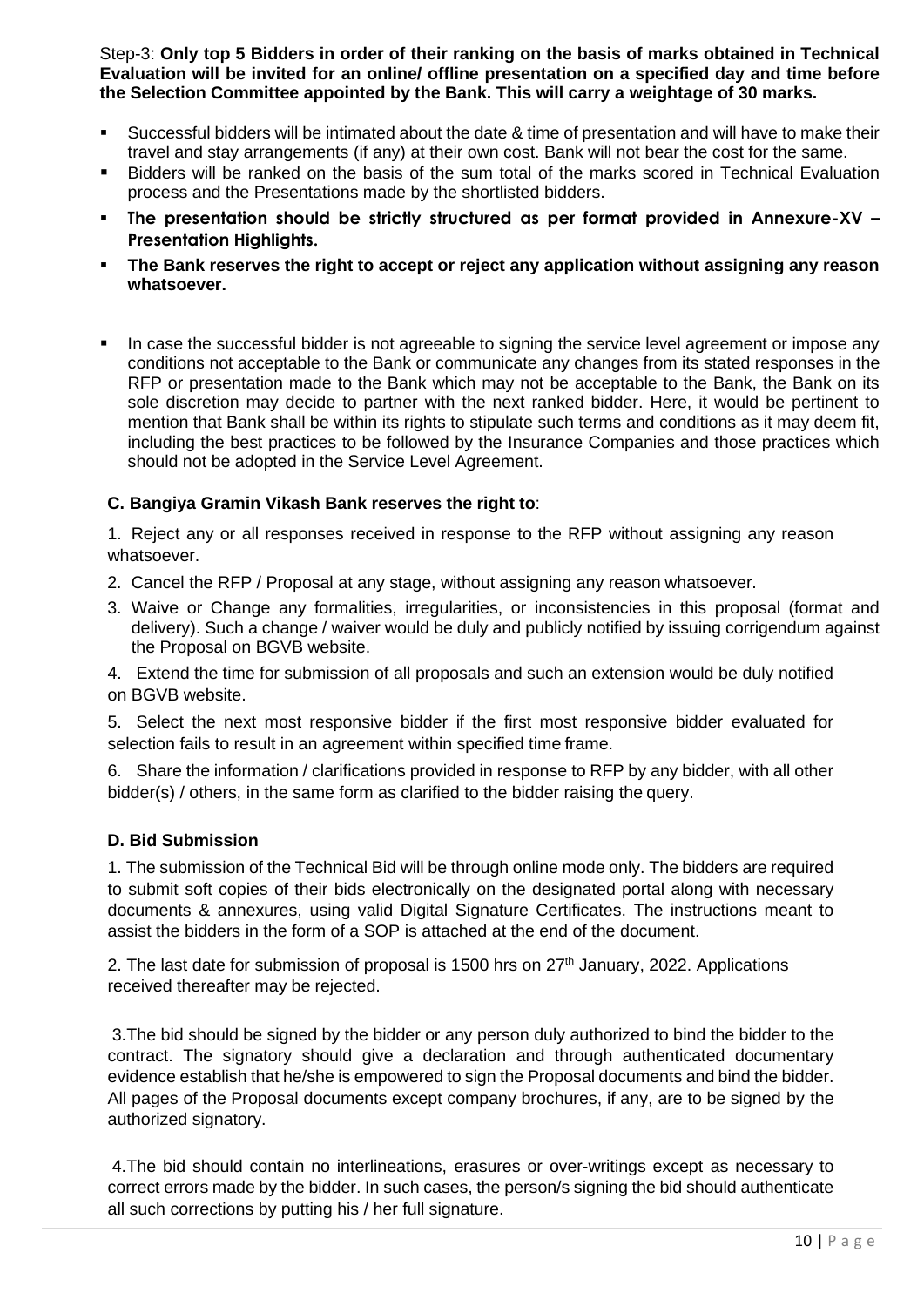Step-3: **Only top 5 Bidders in order of their ranking on the basis of marks obtained in Technical Evaluation will be invited for an online/ offline presentation on a specified day and time before the Selection Committee appointed by the Bank. This will carry a weightage of 30 marks.**

- Successful bidders will be intimated about the date & time of presentation and will have to make their travel and stay arrangements (if any) at their own cost. Bank will not bear the cost for the same.
- Bidders will be ranked on the basis of the sum total of the marks scored in Technical Evaluation process and the Presentations made by the shortlisted bidders.
- **The presentation should be strictly structured as per format provided in Annexure-XV – Presentation Highlights.**
- **The Bank reserves the right to accept or reject any application without assigning any reason whatsoever.**
- In case the successful bidder is not agreeable to signing the service level agreement or impose any conditions not acceptable to the Bank or communicate any changes from its stated responses in the RFP or presentation made to the Bank which may not be acceptable to the Bank, the Bank on its sole discretion may decide to partner with the next ranked bidder. Here, it would be pertinent to mention that Bank shall be within its rights to stipulate such terms and conditions as it may deem fit, including the best practices to be followed by the Insurance Companies and those practices which should not be adopted in the Service Level Agreement.

### C. Bangiya Gramin Vikash Bank reserves the right to:

1. Reject any or all responses received in response to the RFP without assigning any reason whatsoever.
2. Cancel the RFP / Proposal at any stage, without assigning any reason whatsoever.
3. Waive or Change any formalities, irregularities, or inconsistencies in this proposal (format and delivery). Such a change / waiver would be duly and publicly notified by issuing corrigendum against the Proposal on BGVB website.
4. Extend the time for submission of all proposals and such an extension would be duly notified on BGVB website.
5. Select the next most responsive bidder if the first most responsive bidder evaluated for selection fails to result in an agreement within specified time frame.
6. Share the information / clarifications provided in response to RFP by any bidder, with all other bidder(s) / others, in the same form as clarified to the bidder raising the query.

### D. Bid Submission

1. The submission of the Technical Bid will be through online mode only. The bidders are required to submit soft copies of their bids electronically on the designated portal along with necessary documents & annexures, using valid Digital Signature Certificates. The instructions meant to assist the bidders in the form of a SOP is attached at the end of the document.

2. The last date for submission of proposal is 1500 hrs on 27th January, 2022. Applications received thereafter may be rejected.

3. The bid should be signed by the bidder or any person duly authorized to bind the bidder to the contract. The signatory should give a declaration and through authenticated documentary evidence establish that he/she is empowered to sign the Proposal documents and bind the bidder. All pages of the Proposal documents except company brochures, if any, are to be signed by the authorized signatory.

4. The bid should contain no interlineations, erasures or over-writings except as necessary to correct errors made by the bidder. In such cases, the person/s signing the bid should authenticate all such corrections by putting his / her full signature.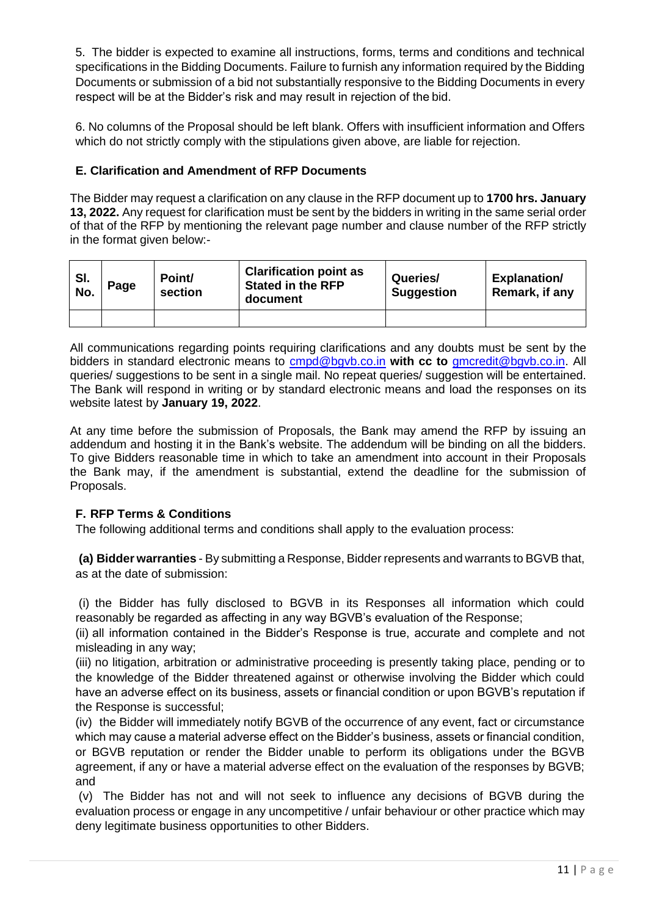5. The bidder is expected to examine all instructions, forms, terms and conditions and technical specifications in the Bidding Documents. Failure to furnish any information required by the Bidding Documents or submission of a bid not substantially responsive to the Bidding Documents in every respect will be at the Bidder's risk and may result in rejection of the bid.

6. No columns of the Proposal should be left blank. Offers with insufficient information and Offers which do not strictly comply with the stipulations given above, are liable for rejection.

### E. Clarification and Amendment of RFP Documents

The Bidder may request a clarification on any clause in the RFP document up to **1700 hrs. January 13, 2022.** Any request for clarification must be sent by the bidders in writing in the same serial order of that of the RFP by mentioning the relevant page number and clause number of the RFP strictly in the format given below:-

| Sl. No. | Page | Point/ section | Clarification point as Stated in the RFP document | Queries/ Suggestion | Explanation/ Remark, if any |
|---|---|---|---|---|---|
| | | | | | |

All communications regarding points requiring clarifications and any doubts must be sent by the bidders in standard electronic means to cmpd@bgvb.co.in **with cc to** gmcredit@bgvb.co.in. All queries/ suggestions to be sent in a single mail. No repeat queries/ suggestion will be entertained. The Bank will respond in writing or by standard electronic means and load the responses on its website latest by **January 19, 2022**.

At any time before the submission of Proposals, the Bank may amend the RFP by issuing an addendum and hosting it in the Bank's website. The addendum will be binding on all the bidders. To give Bidders reasonable time in which to take an amendment into account in their Proposals the Bank may, if the amendment is substantial, extend the deadline for the submission of Proposals.

### F. RFP Terms & Conditions

The following additional terms and conditions shall apply to the evaluation process:

**(a) Bidder warranties** - By submitting a Response, Bidder represents and warrants to BGVB that, as at the date of submission:

(i) the Bidder has fully disclosed to BGVB in its Responses all information which could reasonably be regarded as affecting in any way BGVB's evaluation of the Response;

(ii) all information contained in the Bidder's Response is true, accurate and complete and not misleading in any way;

(iii) no litigation, arbitration or administrative proceeding is presently taking place, pending or to the knowledge of the Bidder threatened against or otherwise involving the Bidder which could have an adverse effect on its business, assets or financial condition or upon BGVB's reputation if the Response is successful;

(iv) the Bidder will immediately notify BGVB of the occurrence of any event, fact or circumstance which may cause a material adverse effect on the Bidder's business, assets or financial condition, or BGVB reputation or render the Bidder unable to perform its obligations under the BGVB agreement, if any or have a material adverse effect on the evaluation of the responses by BGVB; and

(v) The Bidder has not and will not seek to influence any decisions of BGVB during the evaluation process or engage in any uncompetitive / unfair behaviour or other practice which may deny legitimate business opportunities to other Bidders.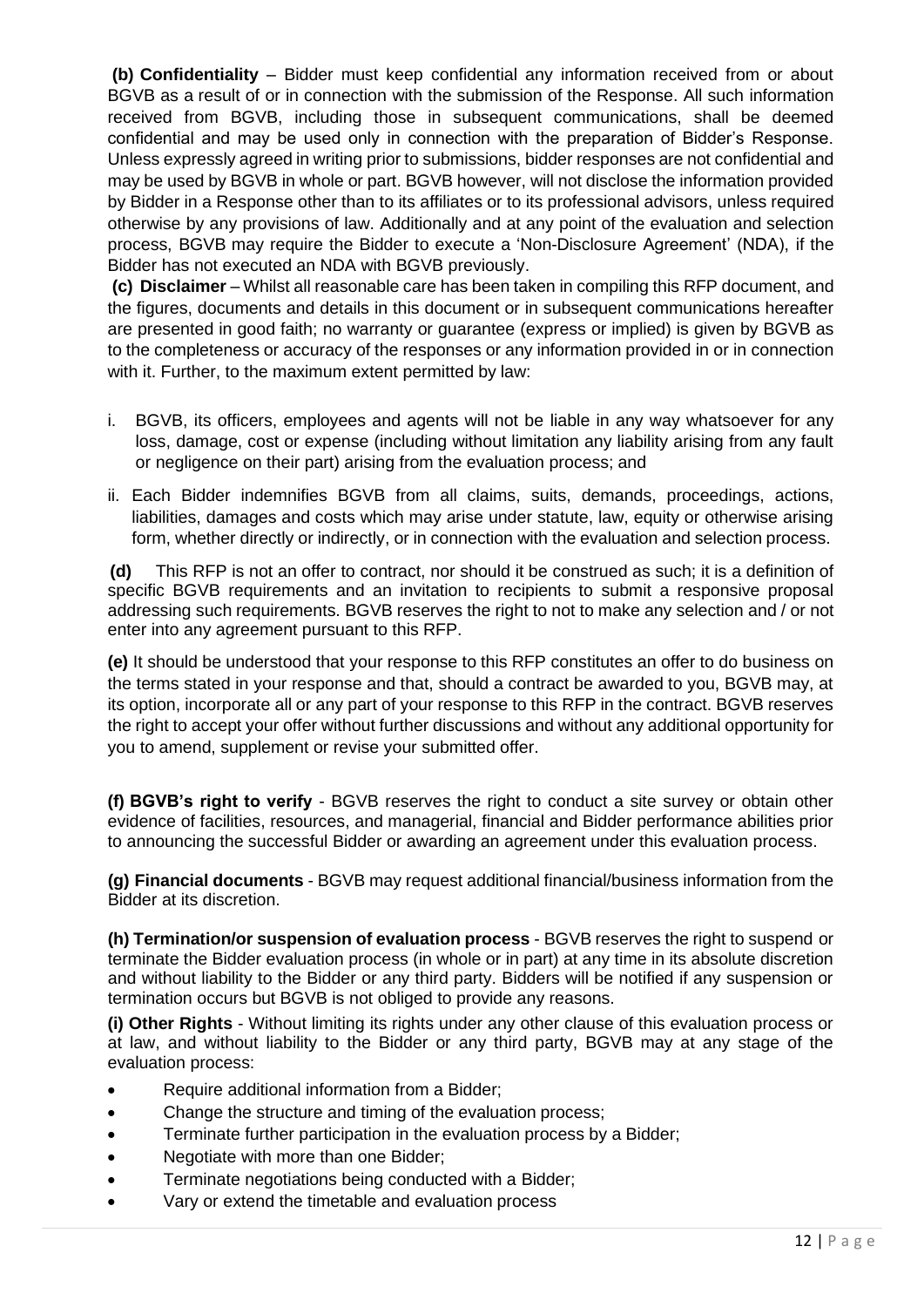**(b) Confidentiality** – Bidder must keep confidential any information received from or about BGVB as a result of or in connection with the submission of the Response. All such information received from BGVB, including those in subsequent communications, shall be deemed confidential and may be used only in connection with the preparation of Bidder's Response. Unless expressly agreed in writing prior to submissions, bidder responses are not confidential and may be used by BGVB in whole or part. BGVB however, will not disclose the information provided by Bidder in a Response other than to its affiliates or to its professional advisors, unless required otherwise by any provisions of law. Additionally and at any point of the evaluation and selection process, BGVB may require the Bidder to execute a 'Non-Disclosure Agreement' (NDA), if the Bidder has not executed an NDA with BGVB previously.

**(c) Disclaimer** – Whilst all reasonable care has been taken in compiling this RFP document, and the figures, documents and details in this document or in subsequent communications hereafter are presented in good faith; no warranty or guarantee (express or implied) is given by BGVB as to the completeness or accuracy of the responses or any information provided in or in connection with it. Further, to the maximum extent permitted by law:

i. BGVB, its officers, employees and agents will not be liable in any way whatsoever for any loss, damage, cost or expense (including without limitation any liability arising from any fault or negligence on their part) arising from the evaluation process; and

ii. Each Bidder indemnifies BGVB from all claims, suits, demands, proceedings, actions, liabilities, damages and costs which may arise under statute, law, equity or otherwise arising form, whether directly or indirectly, or in connection with the evaluation and selection process.

**(d)** This RFP is not an offer to contract, nor should it be construed as such; it is a definition of specific BGVB requirements and an invitation to recipients to submit a responsive proposal addressing such requirements. BGVB reserves the right to not to make any selection and / or not enter into any agreement pursuant to this RFP.

**(e)** It should be understood that your response to this RFP constitutes an offer to do business on the terms stated in your response and that, should a contract be awarded to you, BGVB may, at its option, incorporate all or any part of your response to this RFP in the contract. BGVB reserves the right to accept your offer without further discussions and without any additional opportunity for you to amend, supplement or revise your submitted offer.

**(f) BGVB's right to verify** - BGVB reserves the right to conduct a site survey or obtain other evidence of facilities, resources, and managerial, financial and Bidder performance abilities prior to announcing the successful Bidder or awarding an agreement under this evaluation process.

**(g) Financial documents** - BGVB may request additional financial/business information from the Bidder at its discretion.

**(h) Termination/or suspension of evaluation process** - BGVB reserves the right to suspend or terminate the Bidder evaluation process (in whole or in part) at any time in its absolute discretion and without liability to the Bidder or any third party. Bidders will be notified if any suspension or termination occurs but BGVB is not obliged to provide any reasons.

**(i) Other Rights** - Without limiting its rights under any other clause of this evaluation process or at law, and without liability to the Bidder or any third party, BGVB may at any stage of the evaluation process:

- Require additional information from a Bidder;
- Change the structure and timing of the evaluation process;
- Terminate further participation in the evaluation process by a Bidder;
- Negotiate with more than one Bidder;
- Terminate negotiations being conducted with a Bidder;
- Vary or extend the timetable and evaluation process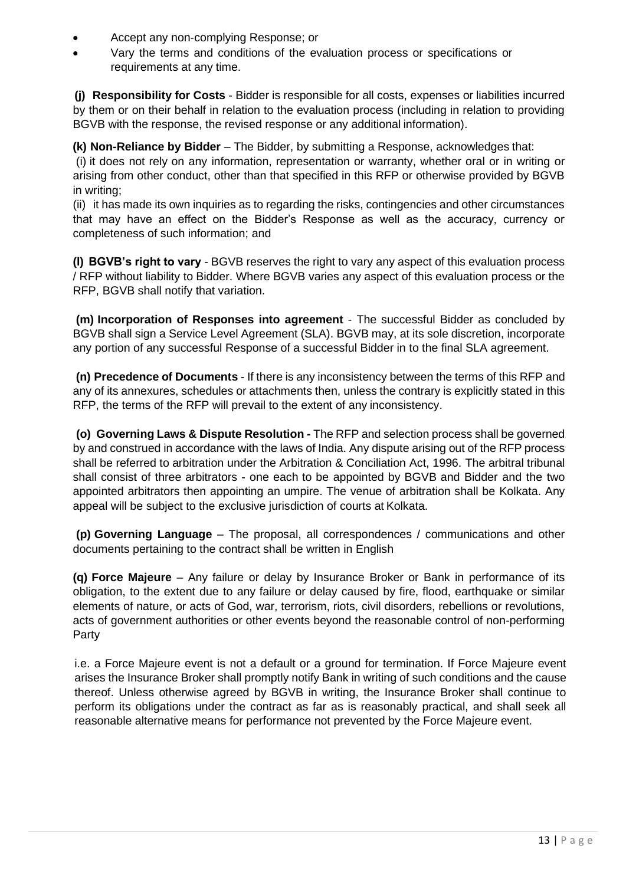- Accept any non-complying Response; or
- Vary the terms and conditions of the evaluation process or specifications or requirements at any time.

**(j) Responsibility for Costs** - Bidder is responsible for all costs, expenses or liabilities incurred by them or on their behalf in relation to the evaluation process (including in relation to providing BGVB with the response, the revised response or any additional information).

**(k) Non-Reliance by Bidder** – The Bidder, by submitting a Response, acknowledges that:
(i) it does not rely on any information, representation or warranty, whether oral or in writing or arising from other conduct, other than that specified in this RFP or otherwise provided by BGVB in writing;
(ii) it has made its own inquiries as to regarding the risks, contingencies and other circumstances that may have an effect on the Bidder's Response as well as the accuracy, currency or completeness of such information; and

**(l) BGVB's right to vary** - BGVB reserves the right to vary any aspect of this evaluation process / RFP without liability to Bidder. Where BGVB varies any aspect of this evaluation process or the RFP, BGVB shall notify that variation.

**(m) Incorporation of Responses into agreement** - The successful Bidder as concluded by BGVB shall sign a Service Level Agreement (SLA). BGVB may, at its sole discretion, incorporate any portion of any successful Response of a successful Bidder in to the final SLA agreement.

**(n) Precedence of Documents** - If there is any inconsistency between the terms of this RFP and any of its annexures, schedules or attachments then, unless the contrary is explicitly stated in this RFP, the terms of the RFP will prevail to the extent of any inconsistency.

**(o) Governing Laws & Dispute Resolution -** The RFP and selection process shall be governed by and construed in accordance with the laws of India. Any dispute arising out of the RFP process shall be referred to arbitration under the Arbitration & Conciliation Act, 1996. The arbitral tribunal shall consist of three arbitrators - one each to be appointed by BGVB and Bidder and the two appointed arbitrators then appointing an umpire. The venue of arbitration shall be Kolkata. Any appeal will be subject to the exclusive jurisdiction of courts at Kolkata.

**(p) Governing Language** – The proposal, all correspondences / communications and other documents pertaining to the contract shall be written in English

**(q) Force Majeure** – Any failure or delay by Insurance Broker or Bank in performance of its obligation, to the extent due to any failure or delay caused by fire, flood, earthquake or similar elements of nature, or acts of God, war, terrorism, riots, civil disorders, rebellions or revolutions, acts of government authorities or other events beyond the reasonable control of non-performing Party

i.e. a Force Majeure event is not a default or a ground for termination. If Force Majeure event arises the Insurance Broker shall promptly notify Bank in writing of such conditions and the cause thereof. Unless otherwise agreed by BGVB in writing, the Insurance Broker shall continue to perform its obligations under the contract as far as is reasonably practical, and shall seek all reasonable alternative means for performance not prevented by the Force Majeure event.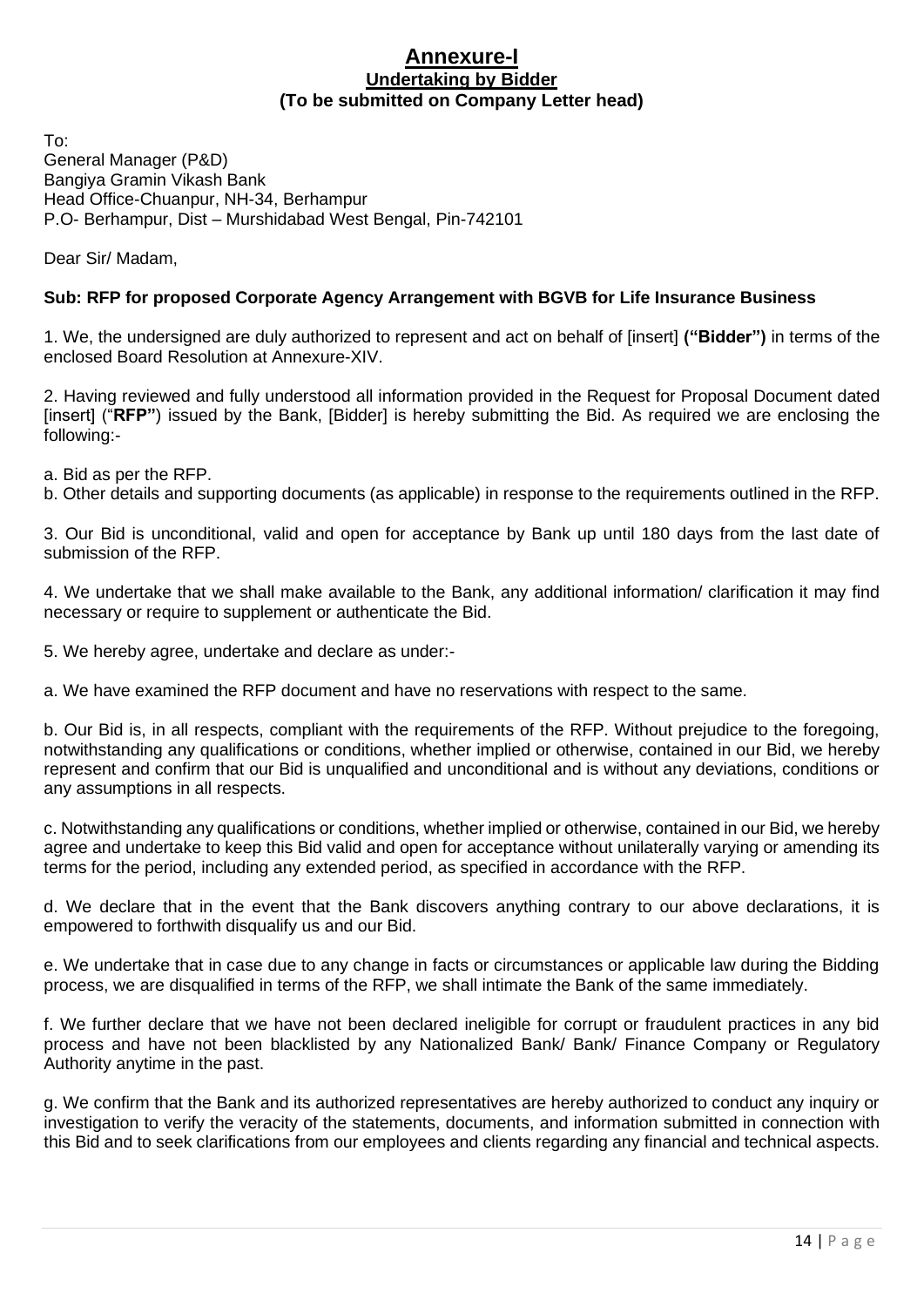# Annexure-I

## Undertaking by Bidder

**(To be submitted on Company Letter head)**

To:
General Manager (P&D)
Bangiya Gramin Vikash Bank
Head Office-Chuanpur, NH-34, Berhampur
P.O- Berhampur, Dist – Murshidabad West Bengal, Pin-742101

Dear Sir/ Madam,

**Sub: RFP for proposed Corporate Agency Arrangement with BGVB for Life Insurance Business**

1. We, the undersigned are duly authorized to represent and act on behalf of [insert] **("Bidder")** in terms of the enclosed Board Resolution at Annexure-XIV.

2. Having reviewed and fully understood all information provided in the Request for Proposal Document dated [insert] ("**RFP"**) issued by the Bank, [Bidder] is hereby submitting the Bid. As required we are enclosing the following:-

a. Bid as per the RFP.
b. Other details and supporting documents (as applicable) in response to the requirements outlined in the RFP.

3. Our Bid is unconditional, valid and open for acceptance by Bank up until 180 days from the last date of submission of the RFP.

4. We undertake that we shall make available to the Bank, any additional information/ clarification it may find necessary or require to supplement or authenticate the Bid.

5. We hereby agree, undertake and declare as under:-

a. We have examined the RFP document and have no reservations with respect to the same.

b. Our Bid is, in all respects, compliant with the requirements of the RFP. Without prejudice to the foregoing, notwithstanding any qualifications or conditions, whether implied or otherwise, contained in our Bid, we hereby represent and confirm that our Bid is unqualified and unconditional and is without any deviations, conditions or any assumptions in all respects.

c. Notwithstanding any qualifications or conditions, whether implied or otherwise, contained in our Bid, we hereby agree and undertake to keep this Bid valid and open for acceptance without unilaterally varying or amending its terms for the period, including any extended period, as specified in accordance with the RFP.

d. We declare that in the event that the Bank discovers anything contrary to our above declarations, it is empowered to forthwith disqualify us and our Bid.

e. We undertake that in case due to any change in facts or circumstances or applicable law during the Bidding process, we are disqualified in terms of the RFP, we shall intimate the Bank of the same immediately.

f. We further declare that we have not been declared ineligible for corrupt or fraudulent practices in any bid process and have not been blacklisted by any Nationalized Bank/ Bank/ Finance Company or Regulatory Authority anytime in the past.

g. We confirm that the Bank and its authorized representatives are hereby authorized to conduct any inquiry or investigation to verify the veracity of the statements, documents, and information submitted in connection with this Bid and to seek clarifications from our employees and clients regarding any financial and technical aspects.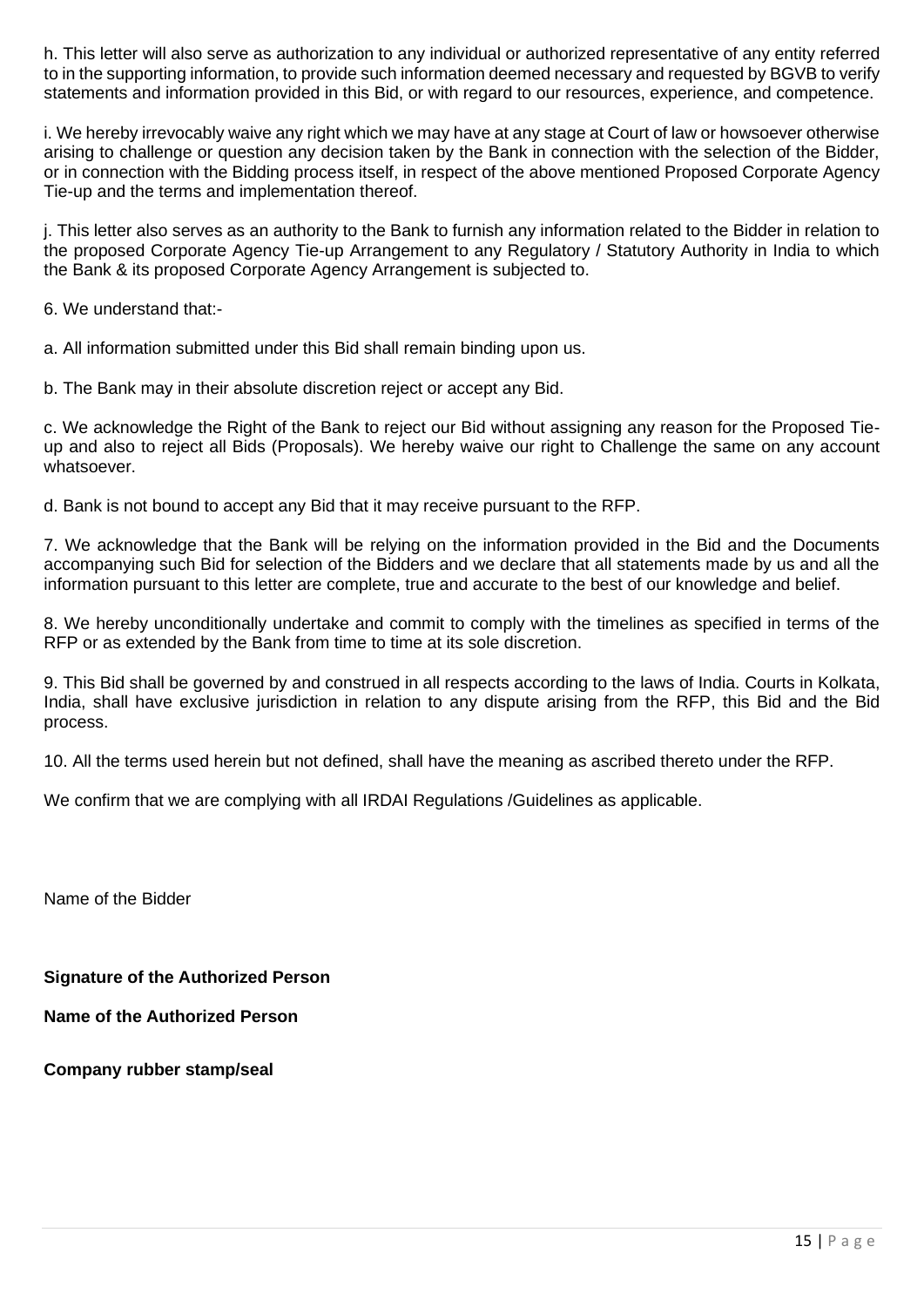h. This letter will also serve as authorization to any individual or authorized representative of any entity referred to in the supporting information, to provide such information deemed necessary and requested by BGVB to verify statements and information provided in this Bid, or with regard to our resources, experience, and competence.

i. We hereby irrevocably waive any right which we may have at any stage at Court of law or howsoever otherwise arising to challenge or question any decision taken by the Bank in connection with the selection of the Bidder, or in connection with the Bidding process itself, in respect of the above mentioned Proposed Corporate Agency Tie-up and the terms and implementation thereof.

j. This letter also serves as an authority to the Bank to furnish any information related to the Bidder in relation to the proposed Corporate Agency Tie-up Arrangement to any Regulatory / Statutory Authority in India to which the Bank & its proposed Corporate Agency Arrangement is subjected to.

6. We understand that:-

a. All information submitted under this Bid shall remain binding upon us.

b. The Bank may in their absolute discretion reject or accept any Bid.

c. We acknowledge the Right of the Bank to reject our Bid without assigning any reason for the Proposed Tie-up and also to reject all Bids (Proposals). We hereby waive our right to Challenge the same on any account whatsoever.

d. Bank is not bound to accept any Bid that it may receive pursuant to the RFP.

7. We acknowledge that the Bank will be relying on the information provided in the Bid and the Documents accompanying such Bid for selection of the Bidders and we declare that all statements made by us and all the information pursuant to this letter are complete, true and accurate to the best of our knowledge and belief.

8. We hereby unconditionally undertake and commit to comply with the timelines as specified in terms of the RFP or as extended by the Bank from time to time at its sole discretion.

9. This Bid shall be governed by and construed in all respects according to the laws of India. Courts in Kolkata, India, shall have exclusive jurisdiction in relation to any dispute arising from the RFP, this Bid and the Bid process.

10. All the terms used herein but not defined, shall have the meaning as ascribed thereto under the RFP.

We confirm that we are complying with all IRDAI Regulations /Guidelines as applicable.

Name of the Bidder

**Signature of the Authorized Person**

**Name of the Authorized Person**

**Company rubber stamp/seal**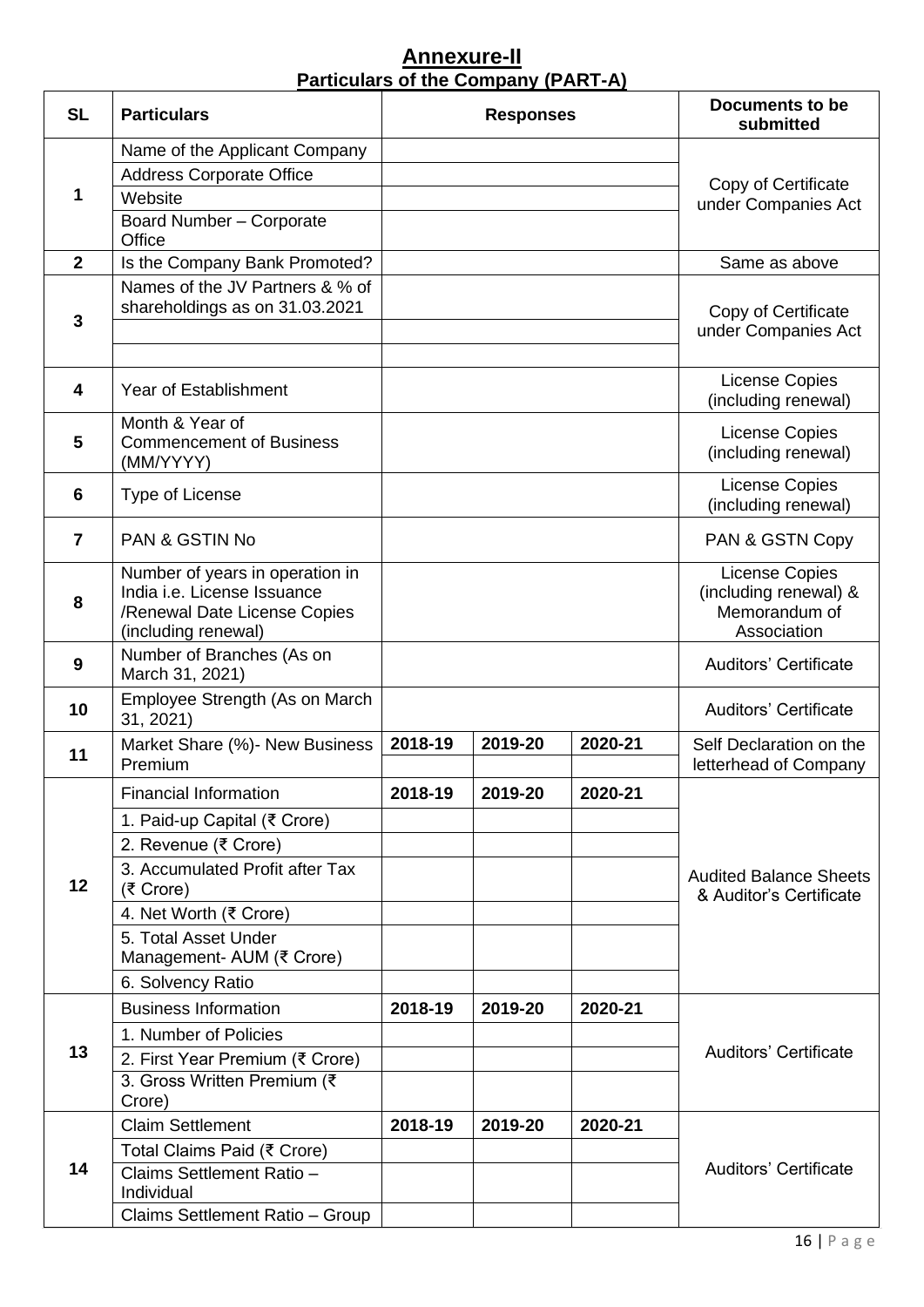# Annexure-II

## Particulars of the Company (PART-A)

| SL | Particulars | Responses | | | Documents to be submitted |
|---|---|---|---|---|---|
| 1 | Name of the Applicant Company | | | | Copy of Certificate under Companies Act |
| | Address Corporate Office | | | | |
| | Website | | | | |
| | Board Number – Corporate Office | | | | |
| 2 | Is the Company Bank Promoted? | | | | Same as above |
| 3 | Names of the JV Partners & % of shareholdings as on 31.03.2021 | | | | Copy of Certificate under Companies Act |
| | | | | | |
| | | | | | |
| 4 | Year of Establishment | | | | License Copies (including renewal) |
| 5 | Month & Year of Commencement of Business (MM/YYYY) | | | | License Copies (including renewal) |
| 6 | Type of License | | | | License Copies (including renewal) |
| 7 | PAN & GSTIN No | | | | PAN & GSTN Copy |
| 8 | Number of years in operation in India i.e. License Issuance /Renewal Date License Copies (including renewal) | | | | License Copies (including renewal) & Memorandum of Association |
| 9 | Number of Branches (As on March 31, 2021) | | | | Auditors' Certificate |
| 10 | Employee Strength (As on March 31, 2021) | | | | Auditors' Certificate |
| 11 | Market Share (%)- New Business Premium | 2018-19 | 2019-20 | 2020-21 | Self Declaration on the letterhead of Company |
| | | | | | |
| 12 | Financial Information | 2018-19 | 2019-20 | 2020-21 | Audited Balance Sheets & Auditor's Certificate |
| | 1. Paid-up Capital (₹ Crore) | | | | |
| | 2. Revenue (₹ Crore) | | | | |
| | 3. Accumulated Profit after Tax (₹ Crore) | | | | |
| | 4. Net Worth (₹ Crore) | | | | |
| | 5. Total Asset Under Management- AUM (₹ Crore) | | | | |
| | 6. Solvency Ratio | | | | |
| 13 | Business Information | 2018-19 | 2019-20 | 2020-21 | Auditors' Certificate |
| | 1. Number of Policies | | | | |
| | 2. First Year Premium (₹ Crore) | | | | |
| | 3. Gross Written Premium (₹ Crore) | | | | |
| 14 | Claim Settlement | 2018-19 | 2019-20 | 2020-21 | Auditors' Certificate |
| | Total Claims Paid (₹ Crore) | | | | |
| | Claims Settlement Ratio – Individual | | | | |
| | Claims Settlement Ratio – Group | | | | |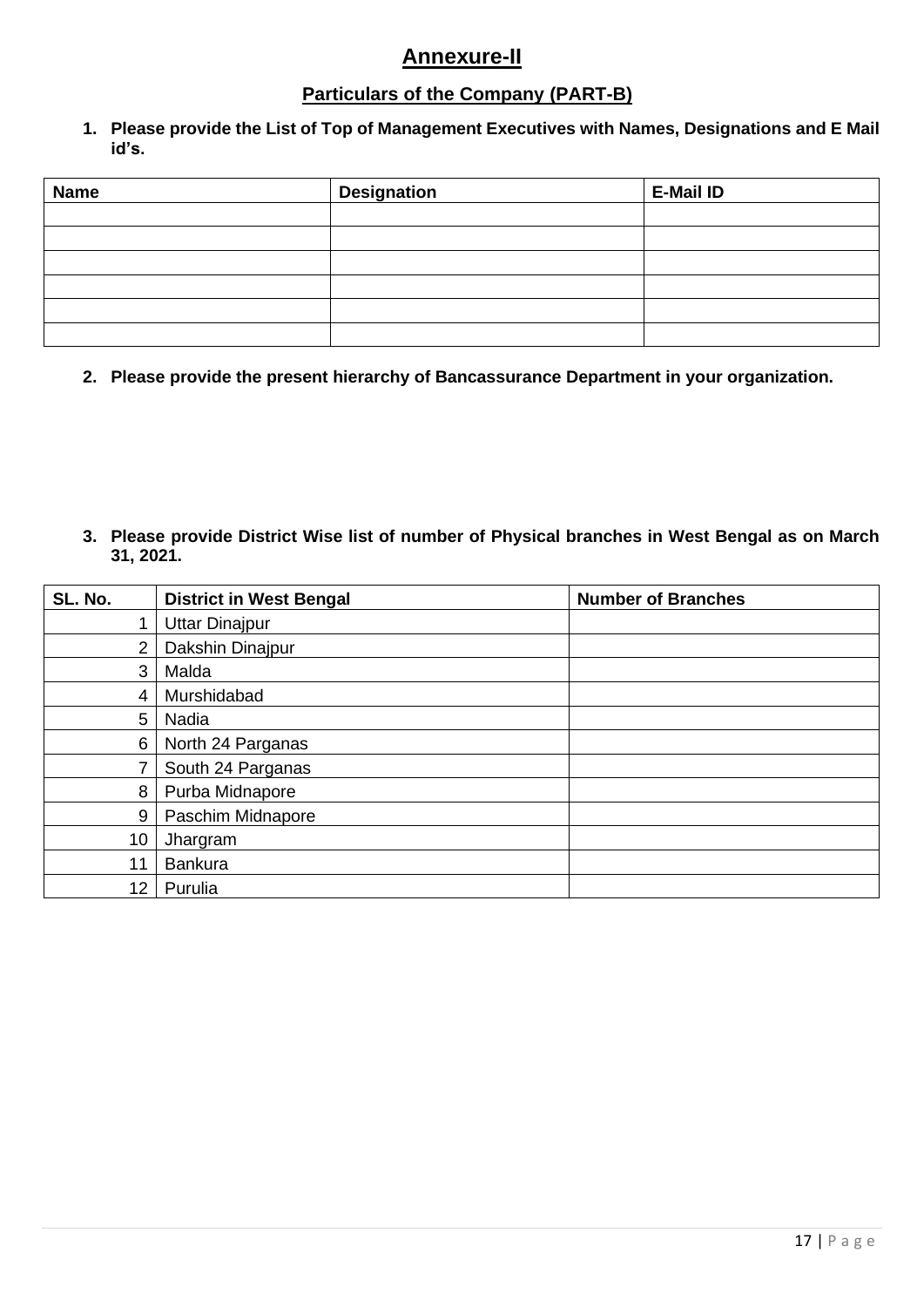# Annexure-II

## Particulars of the Company (PART-B)

**1. Please provide the List of Top of Management Executives with Names, Designations and E Mail id's.**

| Name | Designation | E-Mail ID |
|---|---|---|
| | | |
| | | |
| | | |
| | | |
| | | |
| | | |

**2. Please provide the present hierarchy of Bancassurance Department in your organization.**

**3. Please provide District Wise list of number of Physical branches in West Bengal as on March 31, 2021.**

| SL. No. | District in West Bengal | Number of Branches |
|---|---|---|
| 1 | Uttar Dinajpur | |
| 2 | Dakshin Dinajpur | |
| 3 | Malda | |
| 4 | Murshidabad | |
| 5 | Nadia | |
| 6 | North 24 Parganas | |
| 7 | South 24 Parganas | |
| 8 | Purba Midnapore | |
| 9 | Paschim Midnapore | |
| 10 | Jhargram | |
| 11 | Bankura | |
| 12 | Purulia | |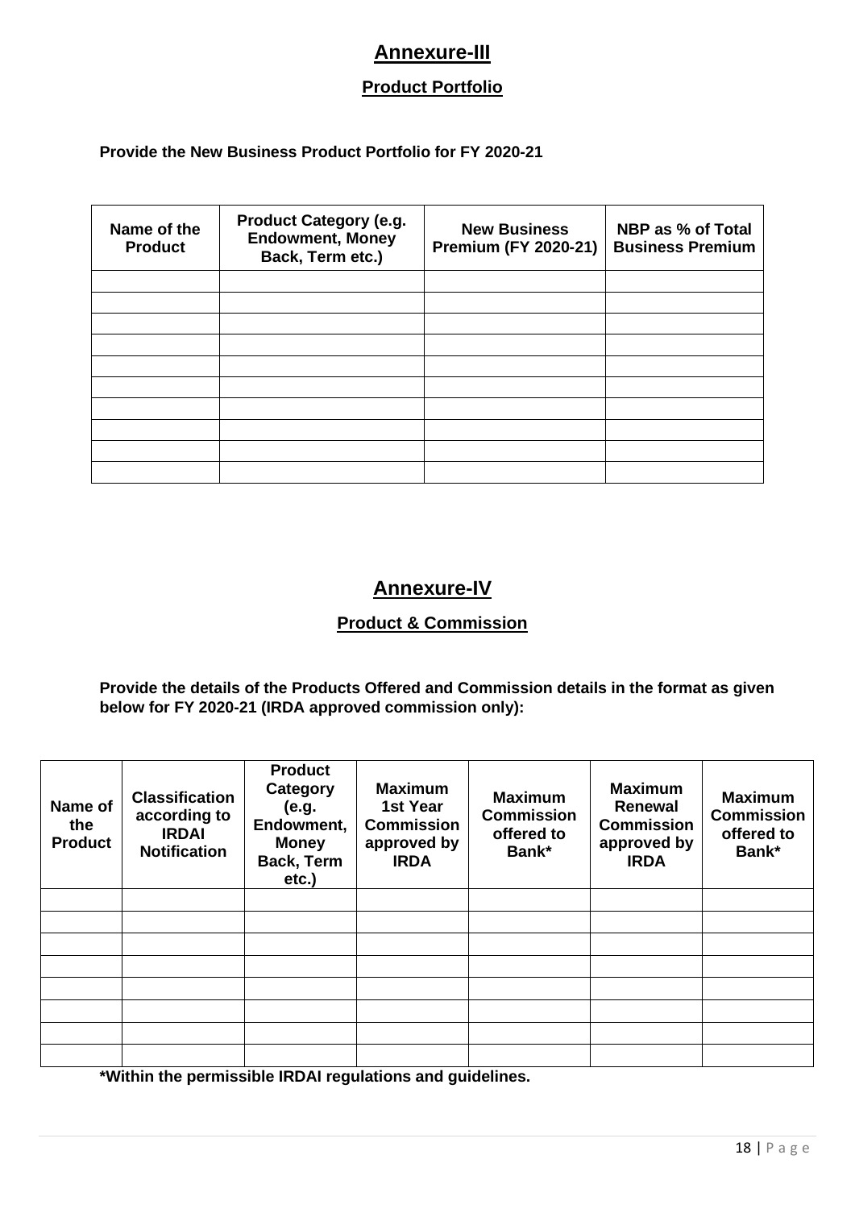## Annexure-III

### Product Portfolio

**Provide the New Business Product Portfolio for FY 2020-21**

| Name of the Product | Product Category (e.g. Endowment, Money Back, Term etc.) | New Business Premium (FY 2020-21) | NBP as % of Total Business Premium |
|---|---|---|---|
| | | | |
| | | | |
| | | | |
| | | | |
| | | | |
| | | | |
| | | | |
| | | | |
| | | | |
| | | | |

## Annexure-IV

### Product & Commission

**Provide the details of the Products Offered and Commission details in the format as given below for FY 2020-21 (IRDA approved commission only):**

| Name of the Product | Classification according to IRDAI Notification | Product Category (e.g. Endowment, Money Back, Term etc.) | Maximum 1st Year Commission approved by IRDA | Maximum Commission offered to Bank* | Maximum Renewal Commission approved by IRDA | Maximum Commission offered to Bank* |
|---|---|---|---|---|---|---|
| | | | | | | |
| | | | | | | |
| | | | | | | |
| | | | | | | |
| | | | | | | |
| | | | | | | |
| | | | | | | |
| | | | | | | |

**\*Within the permissible IRDAI regulations and guidelines.**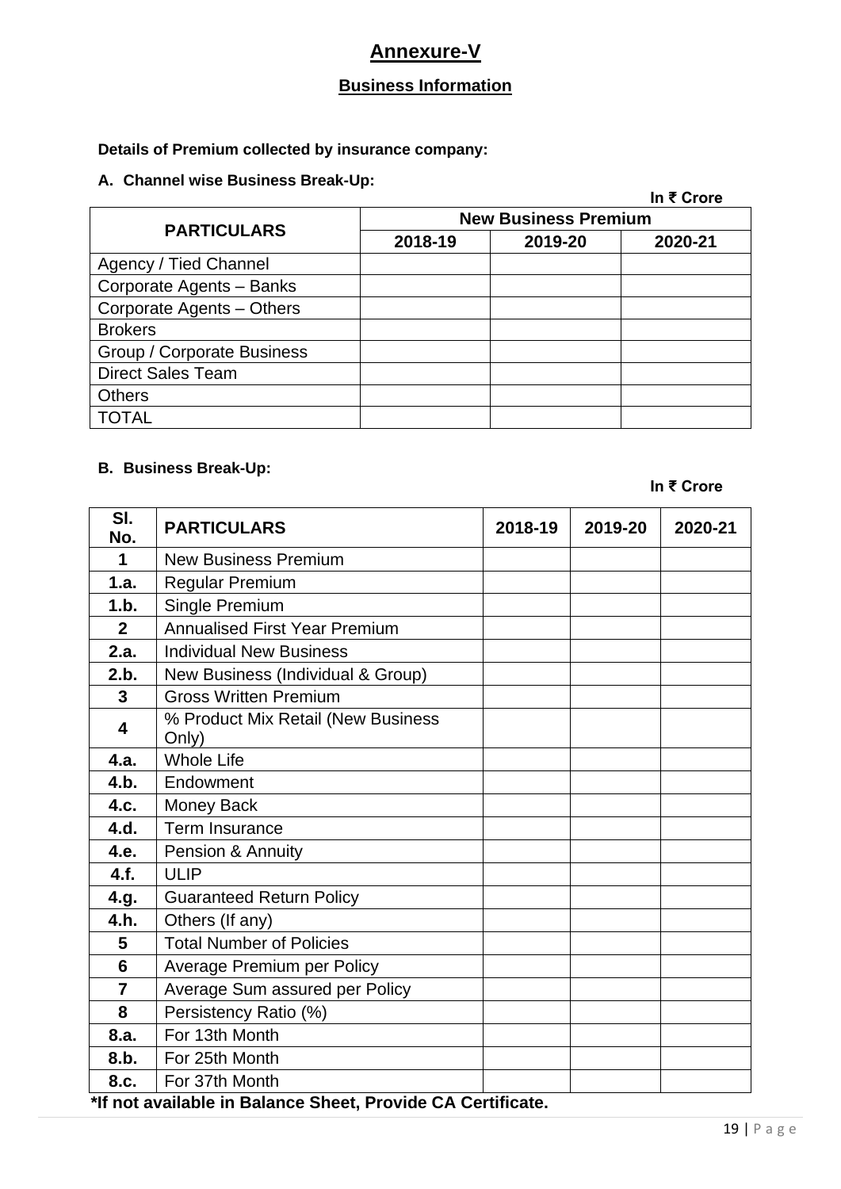# Annexure-V

## Business Information

**Details of Premium collected by insurance company:**

**A. Channel wise Business Break-Up:**

**In ₹ Crore**

| PARTICULARS | New Business Premium | | |
|---|---|---|---|
| | 2018-19 | 2019-20 | 2020-21 |
| Agency / Tied Channel | | | |
| Corporate Agents – Banks | | | |
| Corporate Agents – Others | | | |
| Brokers | | | |
| Group / Corporate Business | | | |
| Direct Sales Team | | | |
| Others | | | |
| TOTAL | | | |

**B. Business Break-Up:**

**In ₹ Crore**

| Sl. No. | PARTICULARS | 2018-19 | 2019-20 | 2020-21 |
|---|---|---|---|---|
| 1 | New Business Premium | | | |
| 1.a. | Regular Premium | | | |
| 1.b. | Single Premium | | | |
| 2 | Annualised First Year Premium | | | |
| 2.a. | Individual New Business | | | |
| 2.b. | New Business (Individual & Group) | | | |
| 3 | Gross Written Premium | | | |
| 4 | % Product Mix Retail (New Business Only) | | | |
| 4.a. | Whole Life | | | |
| 4.b. | Endowment | | | |
| 4.c. | Money Back | | | |
| 4.d. | Term Insurance | | | |
| 4.e. | Pension & Annuity | | | |
| 4.f. | ULIP | | | |
| 4.g. | Guaranteed Return Policy | | | |
| 4.h. | Others (If any) | | | |
| 5 | Total Number of Policies | | | |
| 6 | Average Premium per Policy | | | |
| 7 | Average Sum assured per Policy | | | |
| 8 | Persistency Ratio (%) | | | |
| 8.a. | For 13th Month | | | |
| 8.b. | For 25th Month | | | |
| 8.c. | For 37th Month | | | |

**\*If not available in Balance Sheet, Provide CA Certificate.**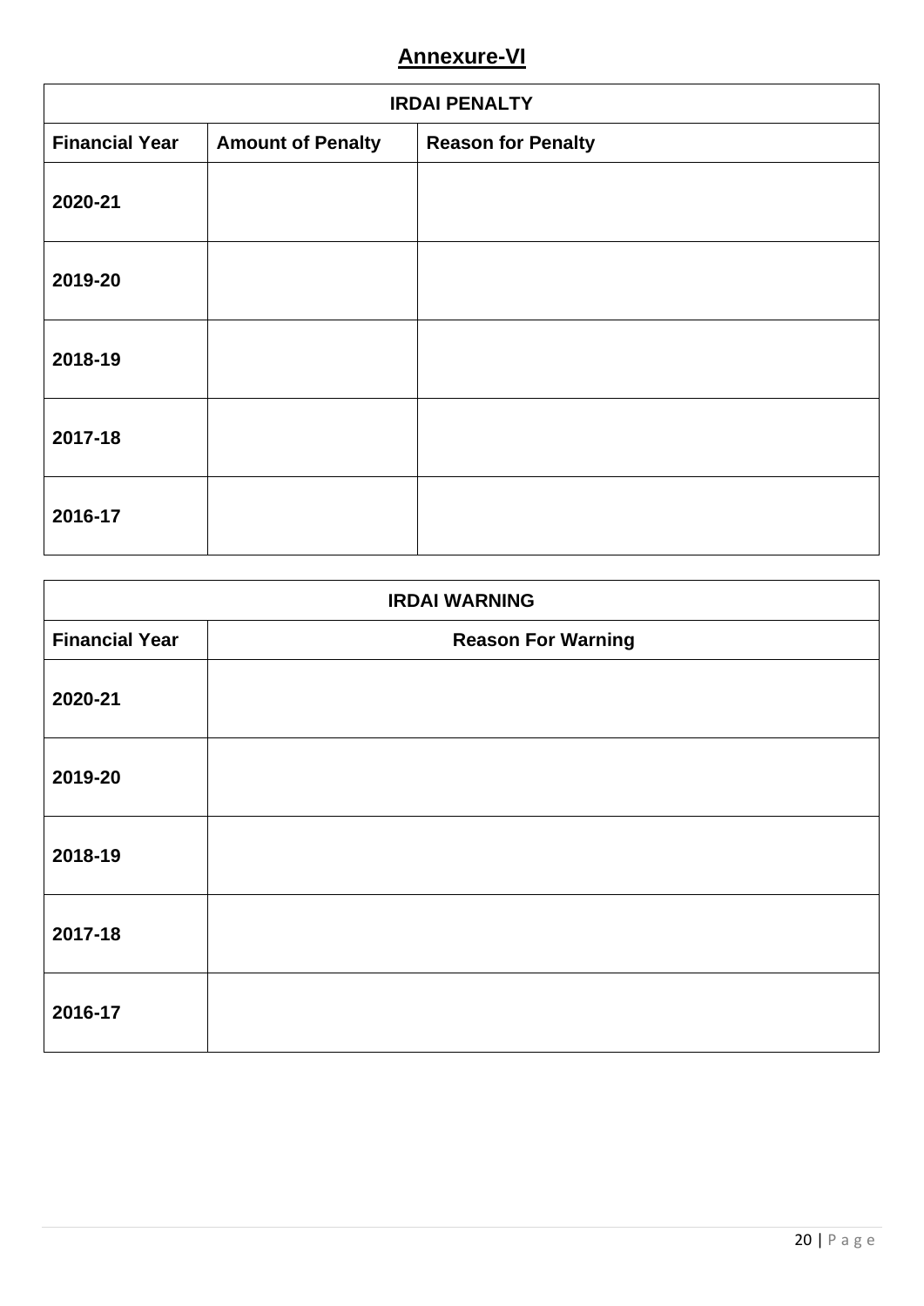# Annexure-VI

| IRDAI PENALTY | | |
|---|---|---|
| **Financial Year** | **Amount of Penalty** | **Reason for Penalty** |
| **2020-21** | | |
| **2019-20** | | |
| **2018-19** | | |
| **2017-18** | | |
| **2016-17** | | |

| IRDAI WARNING | |
|---|---|
| **Financial Year** | **Reason For Warning** |
| **2020-21** | |
| **2019-20** | |
| **2018-19** | |
| **2017-18** | |
| **2016-17** | |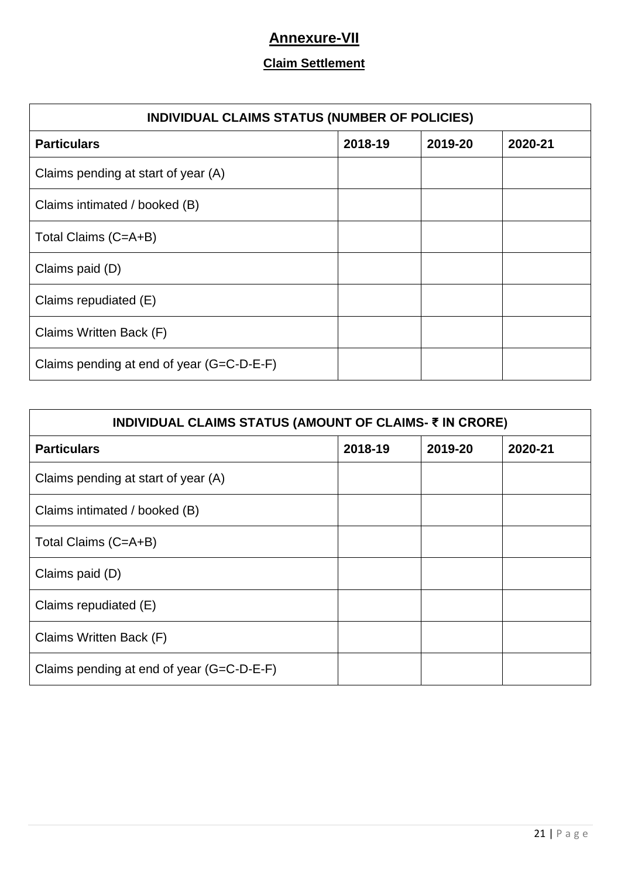# Annexure-VII

## Claim Settlement

| INDIVIDUAL CLAIMS STATUS (NUMBER OF POLICIES) | | | |
|---|---|---|---|
| **Particulars** | **2018-19** | **2019-20** | **2020-21** |
| Claims pending at start of year (A) | | | |
| Claims intimated / booked (B) | | | |
| Total Claims (C=A+B) | | | |
| Claims paid (D) | | | |
| Claims repudiated (E) | | | |
| Claims Written Back (F) | | | |
| Claims pending at end of year (G=C-D-E-F) | | | |

| INDIVIDUAL CLAIMS STATUS (AMOUNT OF CLAIMS- ₹ IN CRORE) | | | |
|---|---|---|---|
| **Particulars** | **2018-19** | **2019-20** | **2020-21** |
| Claims pending at start of year (A) | | | |
| Claims intimated / booked (B) | | | |
| Total Claims (C=A+B) | | | |
| Claims paid (D) | | | |
| Claims repudiated (E) | | | |
| Claims Written Back (F) | | | |
| Claims pending at end of year (G=C-D-E-F) | | | |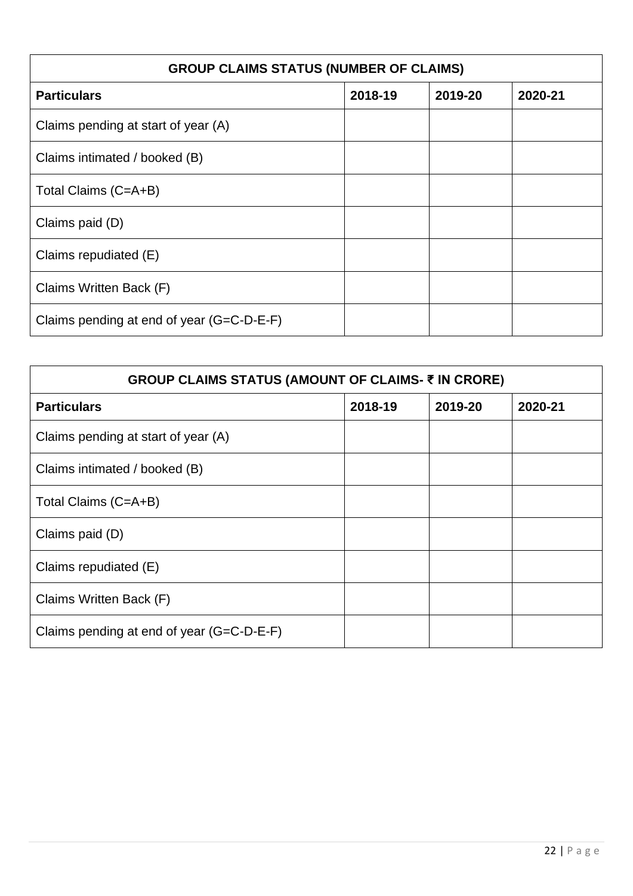| GROUP CLAIMS STATUS (NUMBER OF CLAIMS) | | | |
|---|---|---|---|
| **Particulars** | **2018-19** | **2019-20** | **2020-21** |
| Claims pending at start of year (A) | | | |
| Claims intimated / booked (B) | | | |
| Total Claims (C=A+B) | | | |
| Claims paid (D) | | | |
| Claims repudiated (E) | | | |
| Claims Written Back (F) | | | |
| Claims pending at end of year (G=C-D-E-F) | | | |

| GROUP CLAIMS STATUS (AMOUNT OF CLAIMS- ₹ IN CRORE) | | | |
|---|---|---|---|
| **Particulars** | **2018-19** | **2019-20** | **2020-21** |
| Claims pending at start of year (A) | | | |
| Claims intimated / booked (B) | | | |
| Total Claims (C=A+B) | | | |
| Claims paid (D) | | | |
| Claims repudiated (E) | | | |
| Claims Written Back (F) | | | |
| Claims pending at end of year (G=C-D-E-F) | | | |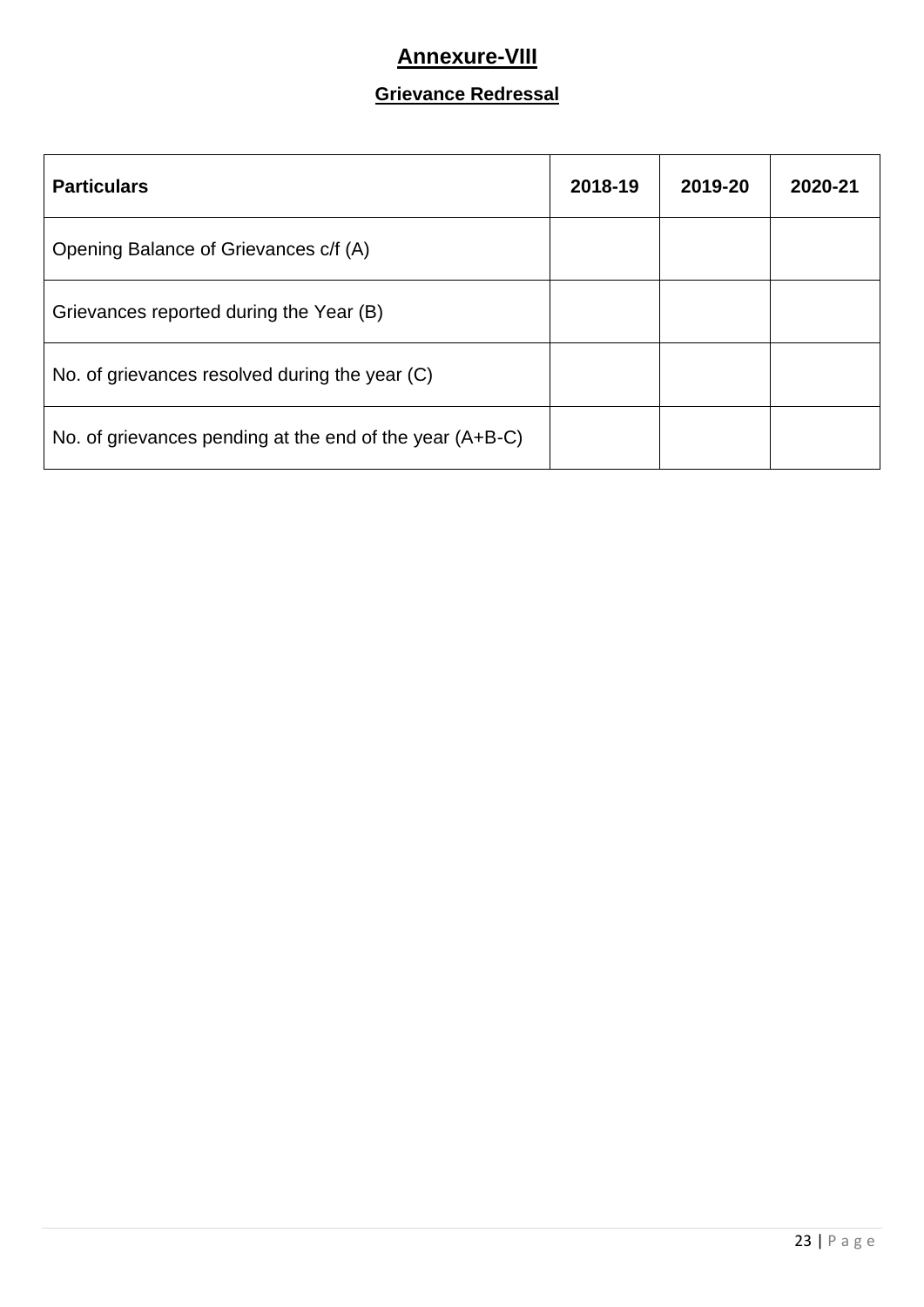# Annexure-VIII

## Grievance Redressal

| Particulars | 2018-19 | 2019-20 | 2020-21 |
|---|---|---|---|
| Opening Balance of Grievances c/f (A) | | | |
| Grievances reported during the Year (B) | | | |
| No. of grievances resolved during the year (C) | | | |
| No. of grievances pending at the end of the year (A+B-C) | | | |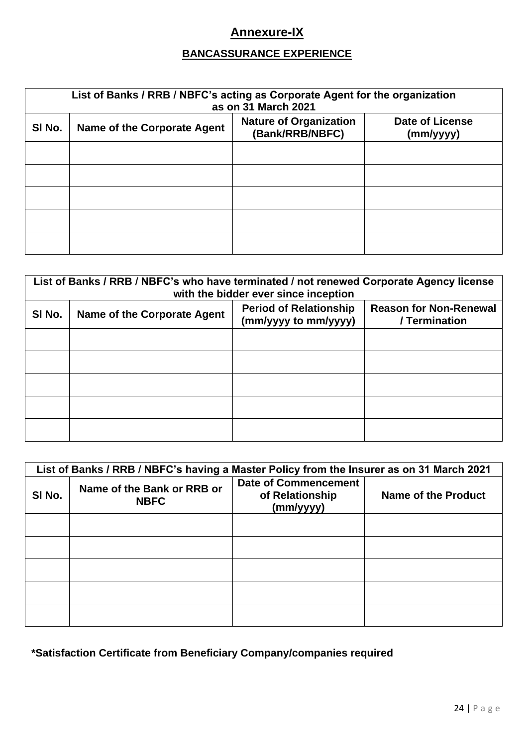# Annexure-IX

## BANCASSURANCE EXPERIENCE

| List of Banks / RRB / NBFC's acting as Corporate Agent for the organization as on 31 March 2021 | | | |
|---|---|---|---|
| Sl No. | Name of the Corporate Agent | Nature of Organization (Bank/RRB/NBFC) | Date of License (mm/yyyy) |
| | | | |
| | | | |
| | | | |
| | | | |
| | | | |

| List of Banks / RRB / NBFC's who have terminated / not renewed Corporate Agency license with the bidder ever since inception | | | |
|---|---|---|---|
| Sl No. | Name of the Corporate Agent | Period of Relationship (mm/yyyy to mm/yyyy) | Reason for Non-Renewal / Termination |
| | | | |
| | | | |
| | | | |
| | | | |
| | | | |

| List of Banks / RRB / NBFC's having a Master Policy from the Insurer as on 31 March 2021 | | | |
|---|---|---|---|
| Sl No. | Name of the Bank or RRB or NBFC | Date of Commencement of Relationship (mm/yyyy) | Name of the Product |
| | | | |
| | | | |
| | | | |
| | | | |
| | | | |

**\*Satisfaction Certificate from Beneficiary Company/companies required**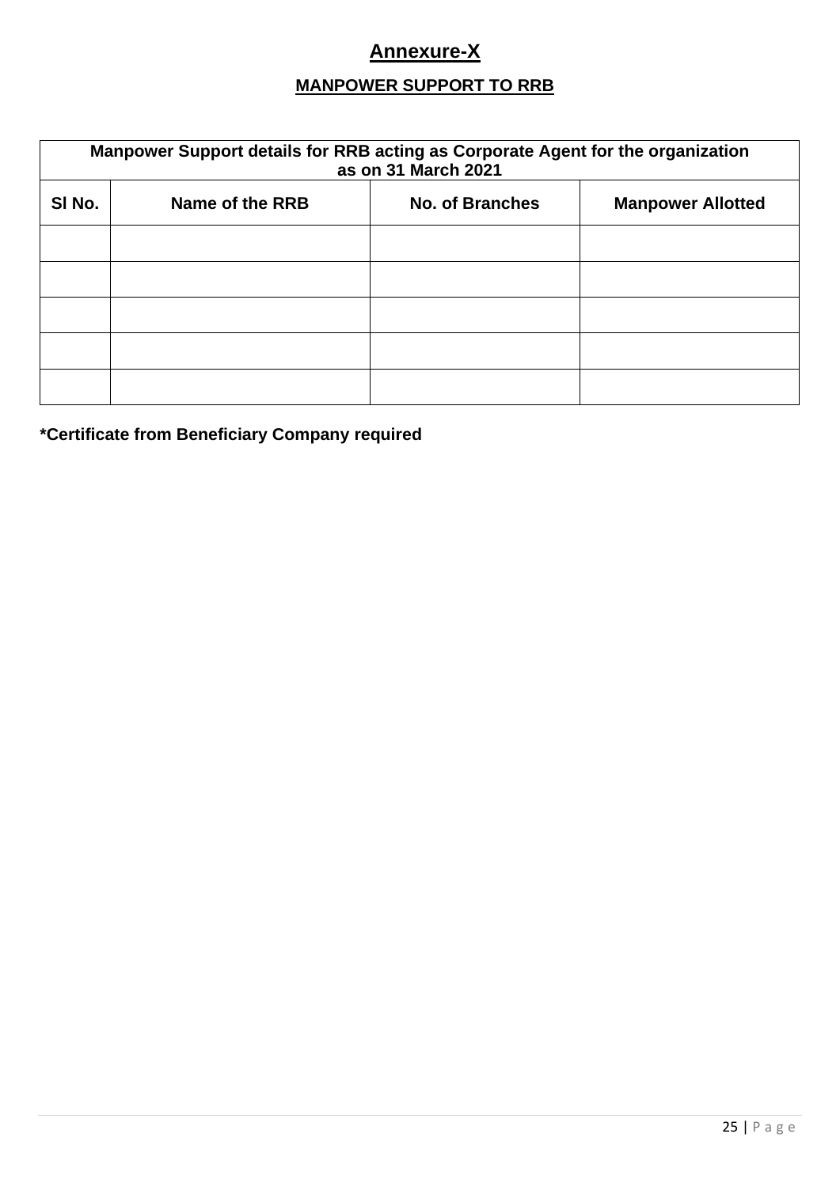# Annexure-X

## MANPOWER SUPPORT TO RRB

| Manpower Support details for RRB acting as Corporate Agent for the organization as on 31 March 2021 | | | |
|---|---|---|---|
| **Sl No.** | **Name of the RRB** | **No. of Branches** | **Manpower Allotted** |
| | | | |
| | | | |
| | | | |
| | | | |
| | | | |

**\*Certificate from Beneficiary Company required**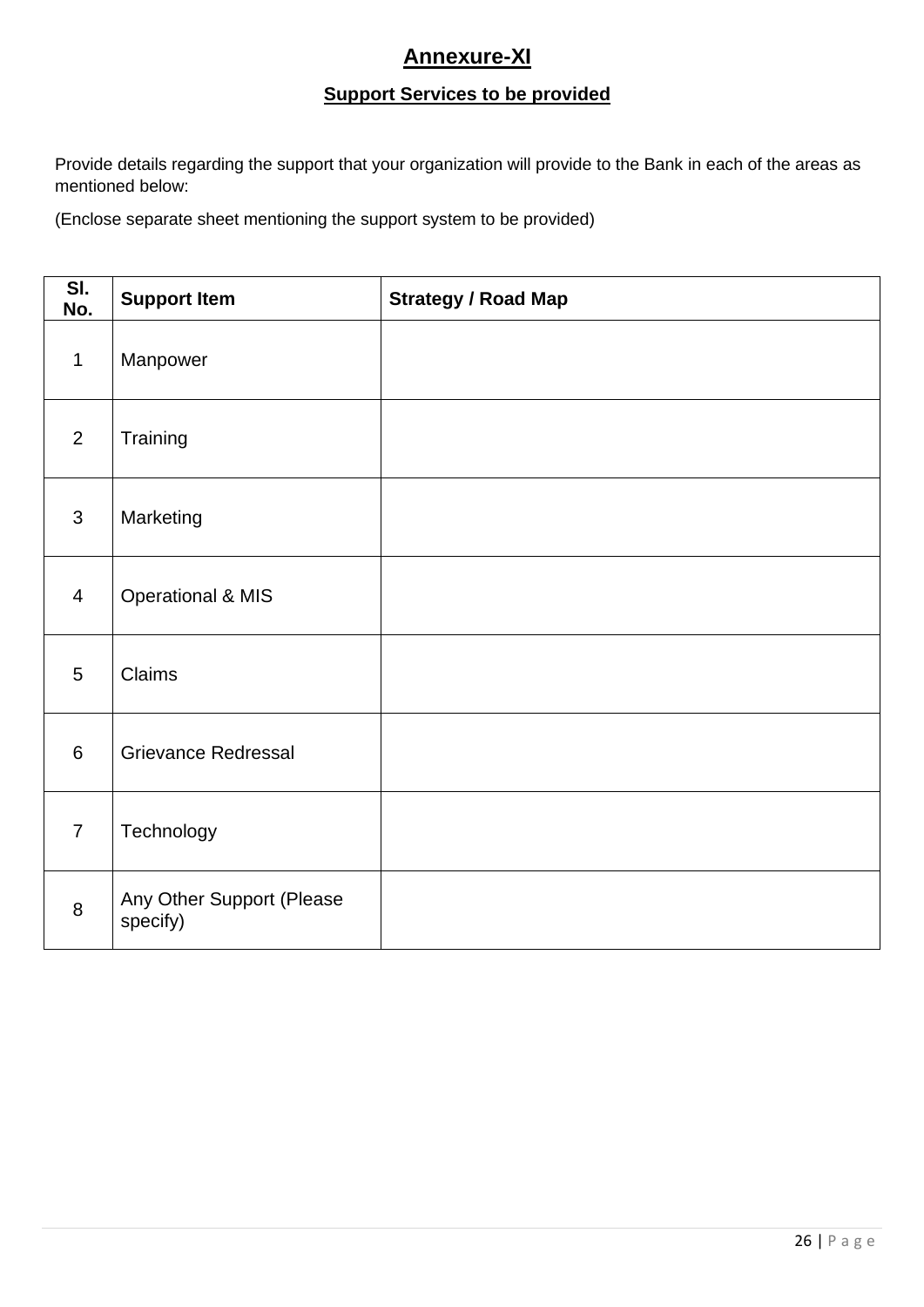# Annexure-XI

## Support Services to be provided

Provide details regarding the support that your organization will provide to the Bank in each of the areas as mentioned below:

(Enclose separate sheet mentioning the support system to be provided)

| Sl. No. | Support Item | Strategy / Road Map |
|---|---|---|
| 1 | Manpower | |
| 2 | Training | |
| 3 | Marketing | |
| 4 | Operational & MIS | |
| 5 | Claims | |
| 6 | Grievance Redressal | |
| 7 | Technology | |
| 8 | Any Other Support (Please specify) | |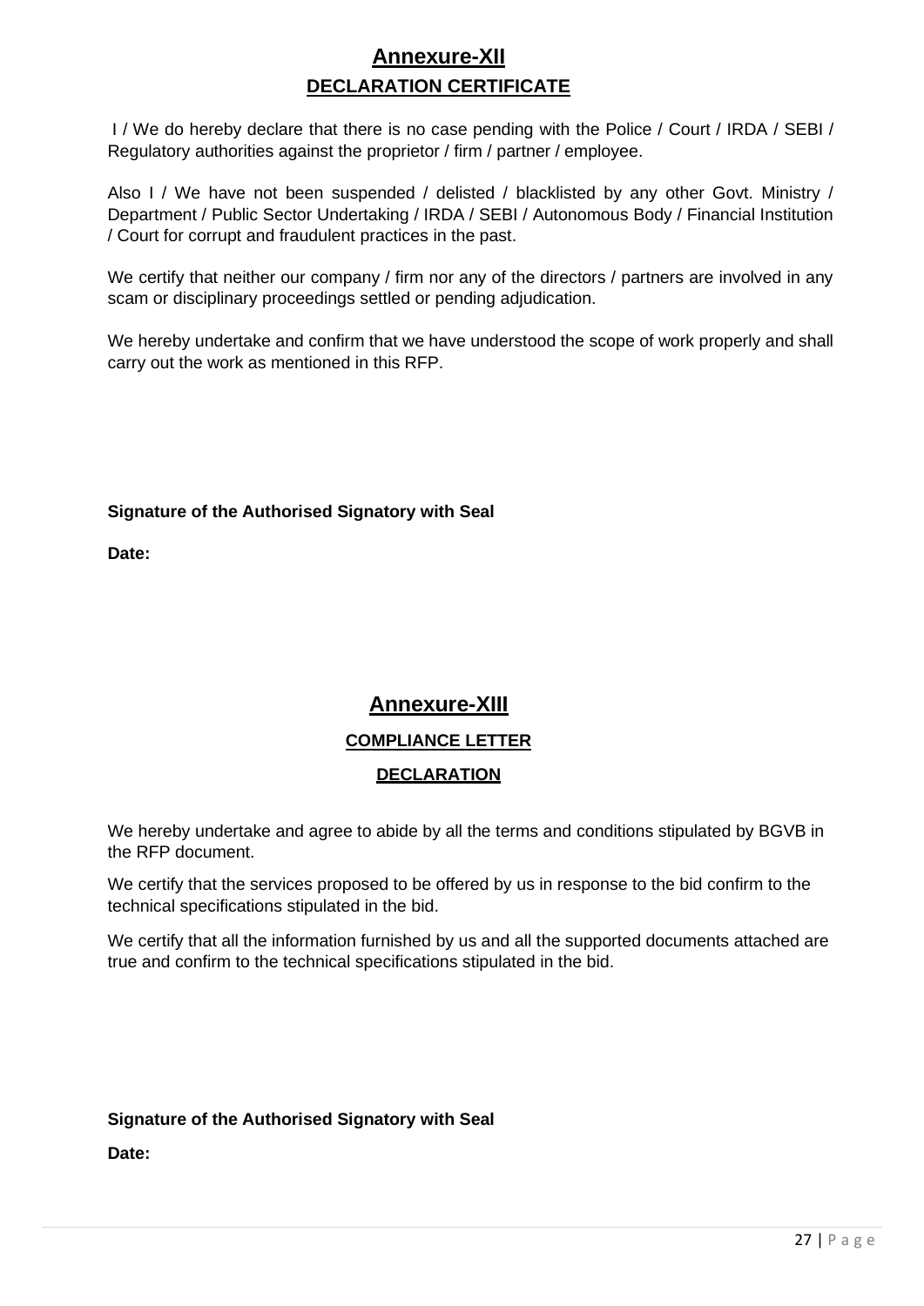# Annexure-XII

## DECLARATION CERTIFICATE

I / We do hereby declare that there is no case pending with the Police / Court / IRDA / SEBI / Regulatory authorities against the proprietor / firm / partner / employee.

Also I / We have not been suspended / delisted / blacklisted by any other Govt. Ministry / Department / Public Sector Undertaking / IRDA / SEBI / Autonomous Body / Financial Institution / Court for corrupt and fraudulent practices in the past.

We certify that neither our company / firm nor any of the directors / partners are involved in any scam or disciplinary proceedings settled or pending adjudication.

We hereby undertake and confirm that we have understood the scope of work properly and shall carry out the work as mentioned in this RFP.

**Signature of the Authorised Signatory with Seal**

**Date:**

# Annexure-XIII

## COMPLIANCE LETTER

## DECLARATION

We hereby undertake and agree to abide by all the terms and conditions stipulated by BGVB in the RFP document.

We certify that the services proposed to be offered by us in response to the bid confirm to the technical specifications stipulated in the bid.

We certify that all the information furnished by us and all the supported documents attached are true and confirm to the technical specifications stipulated in the bid.

**Signature of the Authorised Signatory with Seal**

**Date:**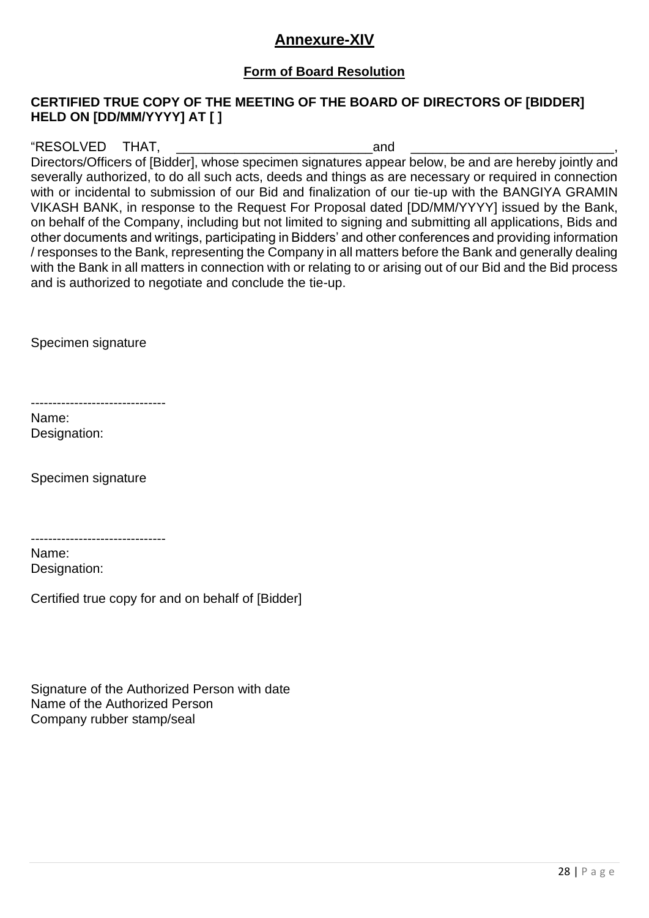# Annexure-XIV

## Form of Board Resolution

**CERTIFIED TRUE COPY OF THE MEETING OF THE BOARD OF DIRECTORS OF [BIDDER] HELD ON [DD/MM/YYYY] AT [ ]**

"RESOLVED THAT, __________________________and ___________________________, Directors/Officers of [Bidder], whose specimen signatures appear below, be and are hereby jointly and severally authorized, to do all such acts, deeds and things as are necessary or required in connection with or incidental to submission of our Bid and finalization of our tie-up with the BANGIYA GRAMIN VIKASH BANK, in response to the Request For Proposal dated [DD/MM/YYYY] issued by the Bank, on behalf of the Company, including but not limited to signing and submitting all applications, Bids and other documents and writings, participating in Bidders' and other conferences and providing information / responses to the Bank, representing the Company in all matters before the Bank and generally dealing with the Bank in all matters in connection with or relating to or arising out of our Bid and the Bid process and is authorized to negotiate and conclude the tie-up.

Specimen signature

-------------------------------

Name:
Designation:

Specimen signature

-------------------------------

Name:
Designation:

Certified true copy for and on behalf of [Bidder]

Signature of the Authorized Person with date
Name of the Authorized Person
Company rubber stamp/seal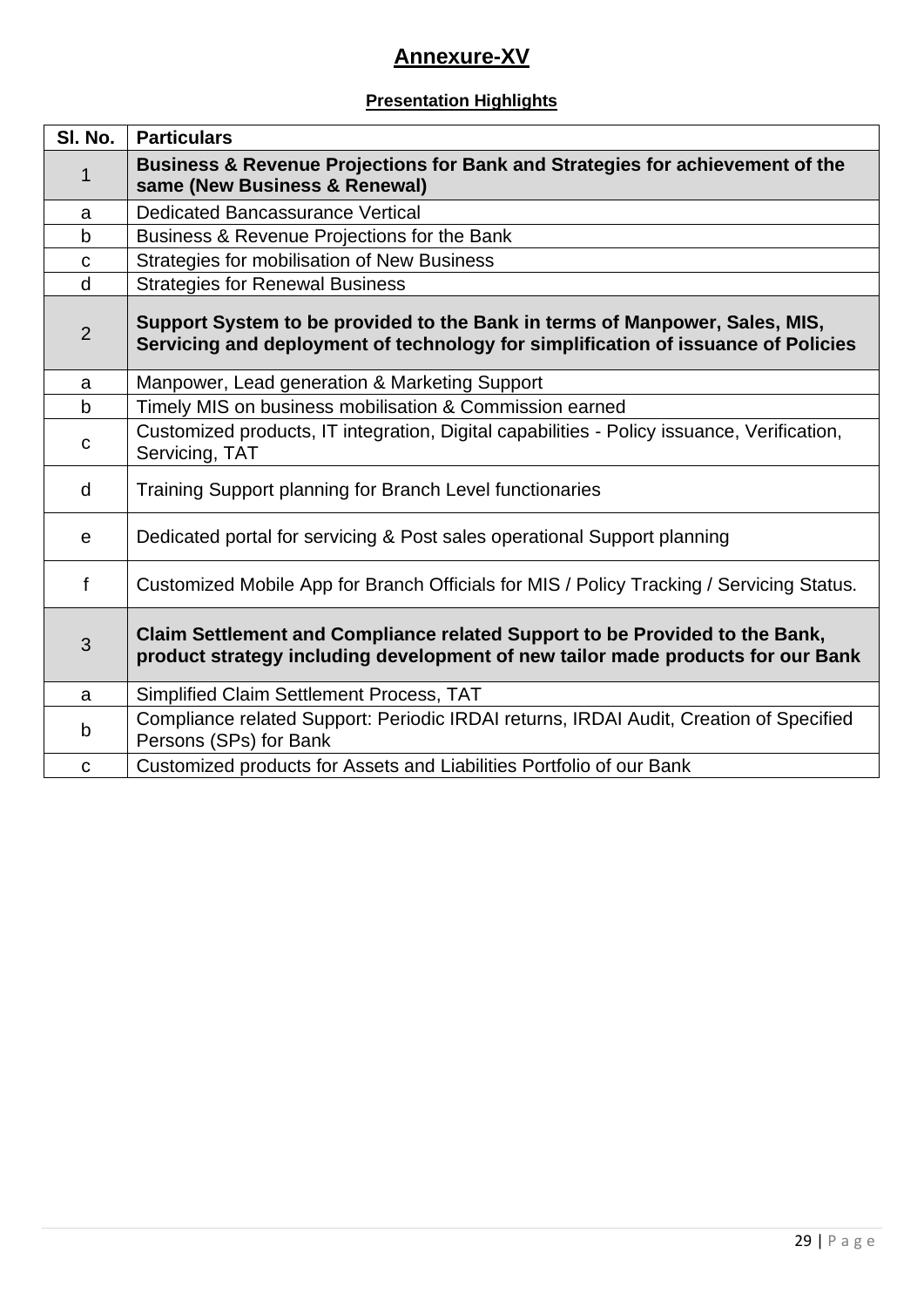# Annexure-XV

## Presentation Highlights

| Sl. No. | Particulars |
|---|---|
| 1 | **Business & Revenue Projections for Bank and Strategies for achievement of the same (New Business & Renewal)** |
| a | Dedicated Bancassurance Vertical |
| b | Business & Revenue Projections for the Bank |
| c | Strategies for mobilisation of New Business |
| d | Strategies for Renewal Business |
| 2 | **Support System to be provided to the Bank in terms of Manpower, Sales, MIS, Servicing and deployment of technology for simplification of issuance of Policies** |
| a | Manpower, Lead generation & Marketing Support |
| b | Timely MIS on business mobilisation & Commission earned |
| c | Customized products, IT integration, Digital capabilities - Policy issuance, Verification, Servicing, TAT |
| d | Training Support planning for Branch Level functionaries |
| e | Dedicated portal for servicing & Post sales operational Support planning |
| f | Customized Mobile App for Branch Officials for MIS / Policy Tracking / Servicing Status. |
| 3 | **Claim Settlement and Compliance related Support to be Provided to the Bank, product strategy including development of new tailor made products for our Bank** |
| a | Simplified Claim Settlement Process, TAT |
| b | Compliance related Support: Periodic IRDAI returns, IRDAI Audit, Creation of Specified Persons (SPs) for Bank |
| c | Customized products for Assets and Liabilities Portfolio of our Bank |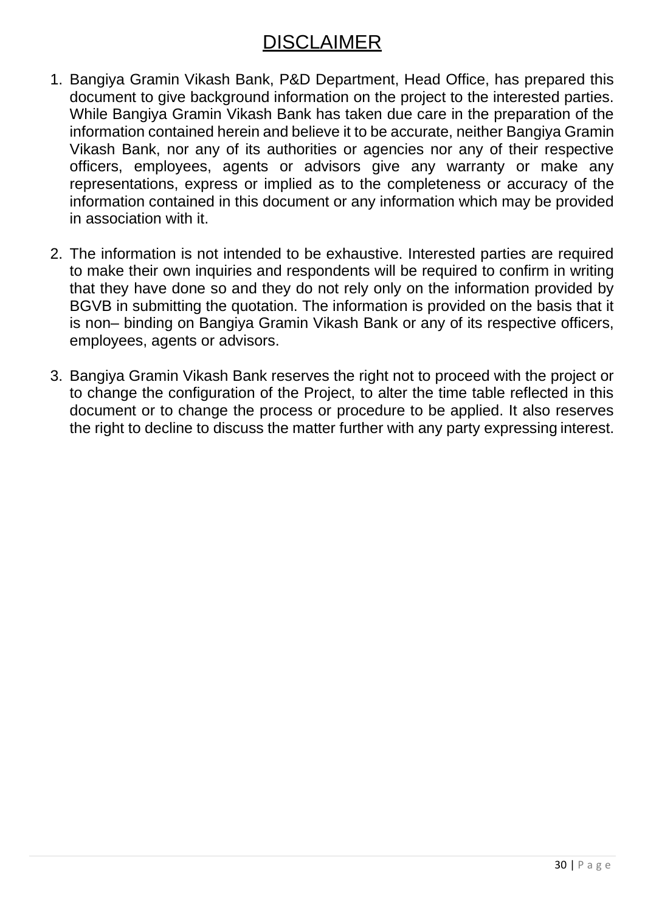# DISCLAIMER

1. Bangiya Gramin Vikash Bank, P&D Department, Head Office, has prepared this document to give background information on the project to the interested parties. While Bangiya Gramin Vikash Bank has taken due care in the preparation of the information contained herein and believe it to be accurate, neither Bangiya Gramin Vikash Bank, nor any of its authorities or agencies nor any of their respective officers, employees, agents or advisors give any warranty or make any representations, express or implied as to the completeness or accuracy of the information contained in this document or any information which may be provided in association with it.

2. The information is not intended to be exhaustive. Interested parties are required to make their own inquiries and respondents will be required to confirm in writing that they have done so and they do not rely only on the information provided by BGVB in submitting the quotation. The information is provided on the basis that it is non– binding on Bangiya Gramin Vikash Bank or any of its respective officers, employees, agents or advisors.

3. Bangiya Gramin Vikash Bank reserves the right not to proceed with the project or to change the configuration of the Project, to alter the time table reflected in this document or to change the process or procedure to be applied. It also reserves the right to decline to discuss the matter further with any party expressing interest.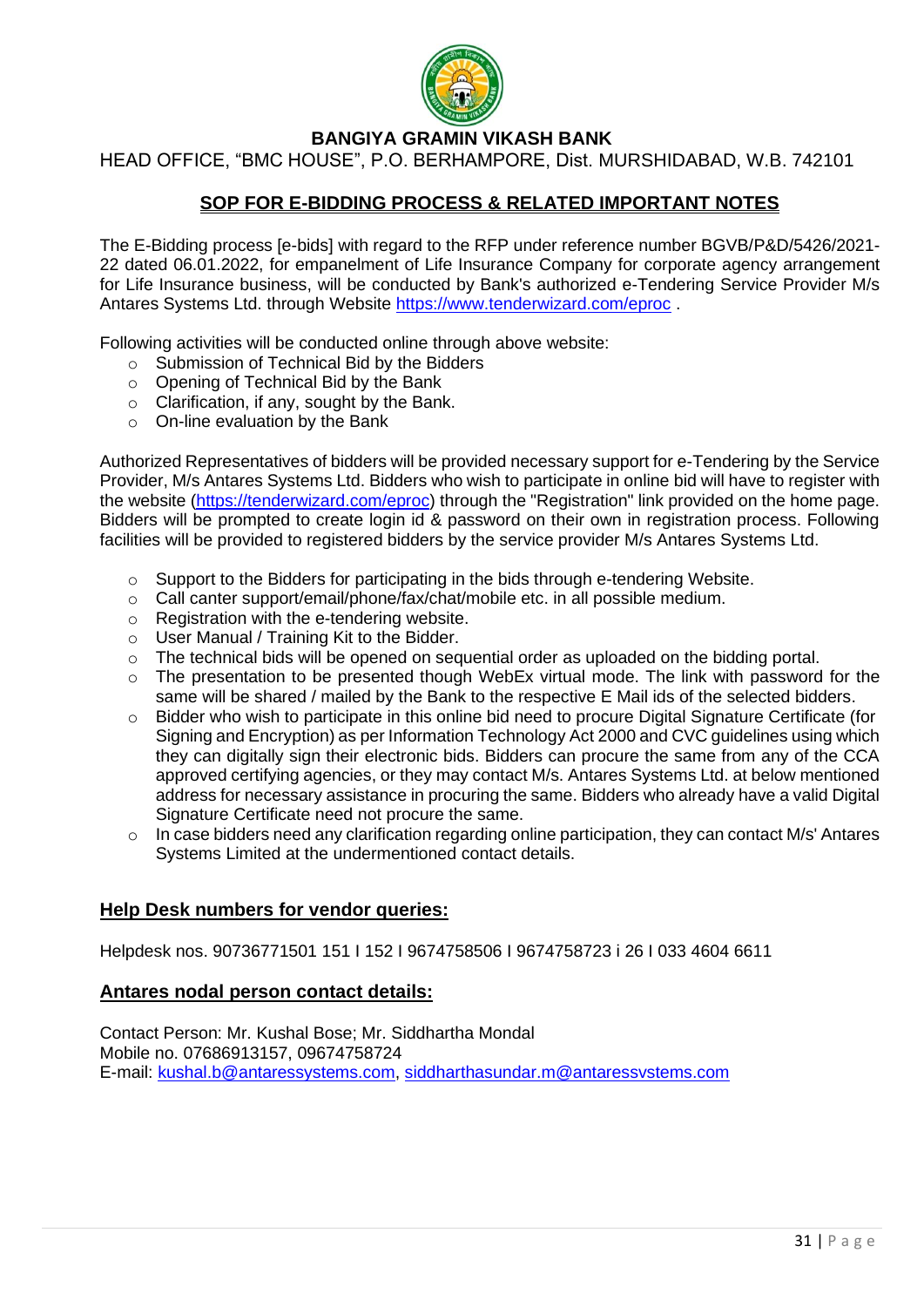**BANGIYA GRAMIN VIKASH BANK**

HEAD OFFICE, "BMC HOUSE", P.O. BERHAMPORE, Dist. MURSHIDABAD, W.B. 742101

## SOP FOR E-BIDDING PROCESS & RELATED IMPORTANT NOTES

The E-Bidding process [e-bids] with regard to the RFP under reference number BGVB/P&D/5426/2021-22 dated 06.01.2022, for empanelment of Life Insurance Company for corporate agency arrangement for Life Insurance business, will be conducted by Bank's authorized e-Tendering Service Provider M/s Antares Systems Ltd. through Website https://www.tenderwizard.com/eproc .

Following activities will be conducted online through above website:

- Submission of Technical Bid by the Bidders
- Opening of Technical Bid by the Bank
- Clarification, if any, sought by the Bank.
- On-line evaluation by the Bank

Authorized Representatives of bidders will be provided necessary support for e-Tendering by the Service Provider, M/s Antares Systems Ltd. Bidders who wish to participate in online bid will have to register with the website (https://tenderwizard.com/eproc) through the "Registration" link provided on the home page. Bidders will be prompted to create login id & password on their own in registration process. Following facilities will be provided to registered bidders by the service provider M/s Antares Systems Ltd.

- Support to the Bidders for participating in the bids through e-tendering Website.
- Call canter support/email/phone/fax/chat/mobile etc. in all possible medium.
- Registration with the e-tendering website.
- User Manual / Training Kit to the Bidder.
- The technical bids will be opened on sequential order as uploaded on the bidding portal.
- The presentation to be presented though WebEx virtual mode. The link with password for the same will be shared / mailed by the Bank to the respective E Mail ids of the selected bidders.
- Bidder who wish to participate in this online bid need to procure Digital Signature Certificate (for Signing and Encryption) as per Information Technology Act 2000 and CVC guidelines using which they can digitally sign their electronic bids. Bidders can procure the same from any of the CCA approved certifying agencies, or they may contact M/s. Antares Systems Ltd. at below mentioned address for necessary assistance in procuring the same. Bidders who already have a valid Digital Signature Certificate need not procure the same.
- In case bidders need any clarification regarding online participation, they can contact M/s' Antares Systems Limited at the undermentioned contact details.

### Help Desk numbers for vendor queries:

Helpdesk nos. 90736771501 151 I 152 I 9674758506 I 9674758723 i 26 I 033 4604 6611

### Antares nodal person contact details:

Contact Person: Mr. Kushal Bose; Mr. Siddhartha Mondal
Mobile no. 07686913157, 09674758724
E-mail: kushal.b@antaressystems.com, siddharthasundar.m@antaressvstems.com